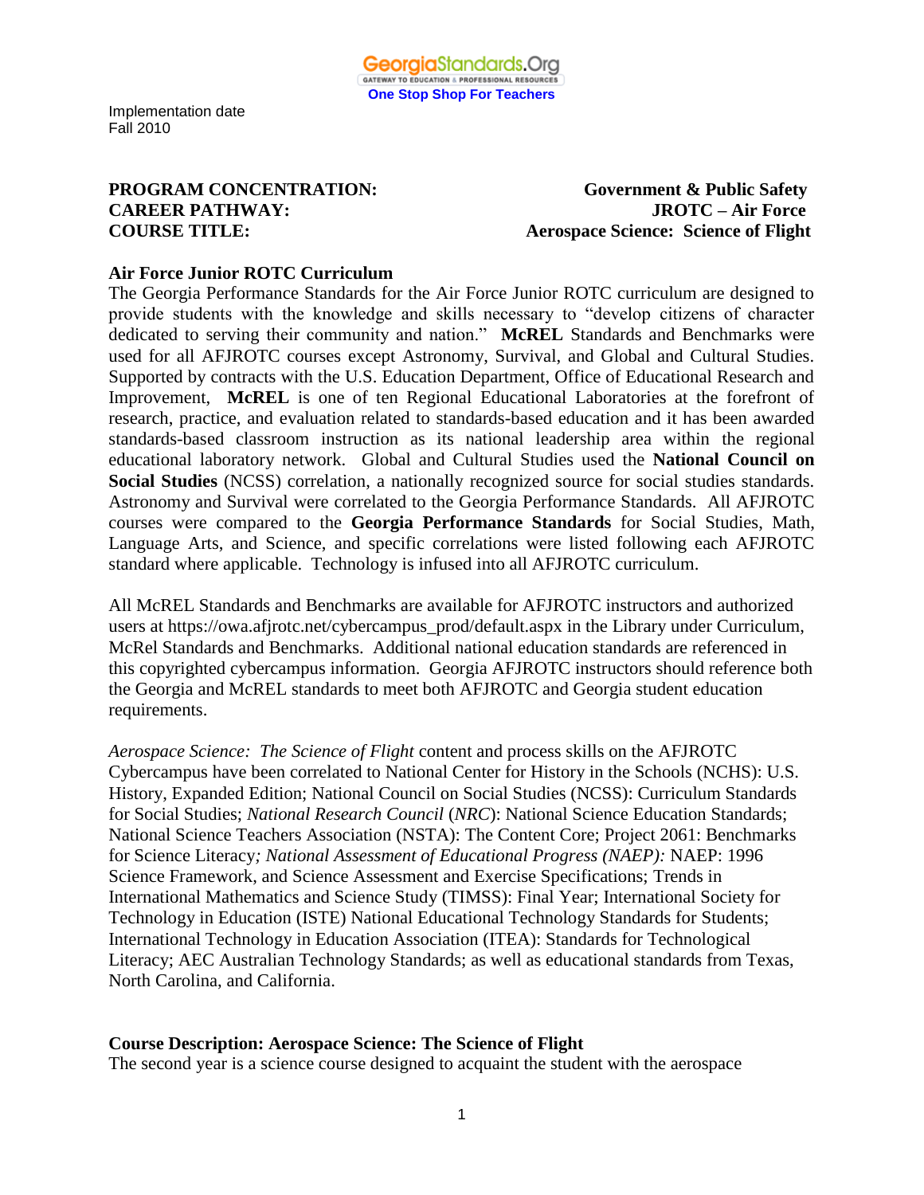GeorgiaStandards.Org
GATEWAY TO EDUCATION & PROFESSIONAL RESOURCES
One Stop Shop For Teachers

Implementation date
Fall 2010

**PROGRAM CONCENTRATION:** **Government & Public Safety**
**CAREER PATHWAY:** **JROTC – Air Force**
**COURSE TITLE:** **Aerospace Science: Science of Flight**

**Air Force Junior ROTC Curriculum**

The Georgia Performance Standards for the Air Force Junior ROTC curriculum are designed to provide students with the knowledge and skills necessary to "develop citizens of character dedicated to serving their community and nation." **McREL** Standards and Benchmarks were used for all AFJROTC courses except Astronomy, Survival, and Global and Cultural Studies. Supported by contracts with the U.S. Education Department, Office of Educational Research and Improvement, **McREL** is one of ten Regional Educational Laboratories at the forefront of research, practice, and evaluation related to standards-based education and it has been awarded standards-based classroom instruction as its national leadership area within the regional educational laboratory network. Global and Cultural Studies used the **National Council on Social Studies** (NCSS) correlation, a nationally recognized source for social studies standards. Astronomy and Survival were correlated to the Georgia Performance Standards. All AFJROTC courses were compared to the **Georgia Performance Standards** for Social Studies, Math, Language Arts, and Science, and specific correlations were listed following each AFJROTC standard where applicable. Technology is infused into all AFJROTC curriculum.

All McREL Standards and Benchmarks are available for AFJROTC instructors and authorized users at https://owa.afjrotc.net/cybercampus_prod/default.aspx in the Library under Curriculum, McRel Standards and Benchmarks. Additional national education standards are referenced in this copyrighted cybercampus information. Georgia AFJROTC instructors should reference both the Georgia and McREL standards to meet both AFJROTC and Georgia student education requirements.

*Aerospace Science: The Science of Flight* content and process skills on the AFJROTC Cybercampus have been correlated to National Center for History in the Schools (NCHS): U.S. History, Expanded Edition; National Council on Social Studies (NCSS): Curriculum Standards for Social Studies; *National Research Council* (*NRC*): National Science Education Standards; National Science Teachers Association (NSTA): The Content Core; Project 2061: Benchmarks for Science Literacy*; National Assessment of Educational Progress (NAEP):* NAEP: 1996 Science Framework, and Science Assessment and Exercise Specifications; Trends in International Mathematics and Science Study (TIMSS): Final Year; International Society for Technology in Education (ISTE) National Educational Technology Standards for Students; International Technology in Education Association (ITEA): Standards for Technological Literacy; AEC Australian Technology Standards; as well as educational standards from Texas, North Carolina, and California.

**Course Description: Aerospace Science: The Science of Flight**

The second year is a science course designed to acquaint the student with the aerospace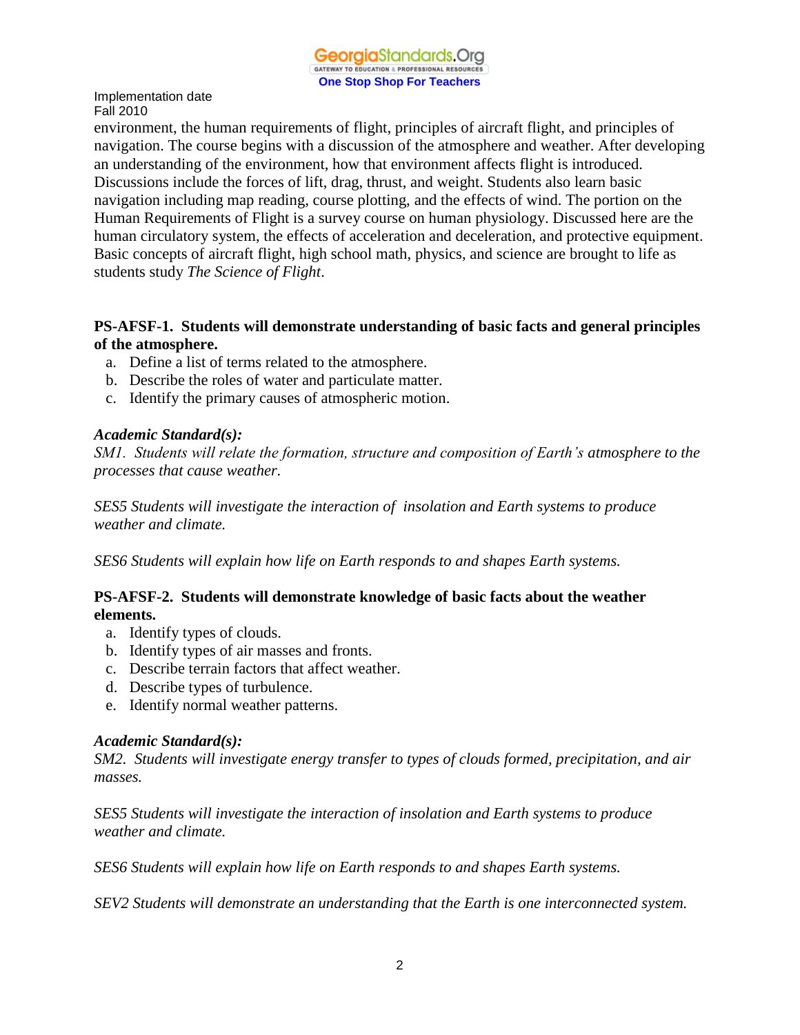environment, the human requirements of flight, principles of aircraft flight, and principles of navigation. The course begins with a discussion of the atmosphere and weather. After developing an understanding of the environment, how that environment affects flight is introduced. Discussions include the forces of lift, drag, thrust, and weight. Students also learn basic navigation including map reading, course plotting, and the effects of wind. The portion on the Human Requirements of Flight is a survey course on human physiology. Discussed here are the human circulatory system, the effects of acceleration and deceleration, and protective equipment. Basic concepts of aircraft flight, high school math, physics, and science are brought to life as students study *The Science of Flight*.

**PS-AFSF-1. Students will demonstrate understanding of basic facts and general principles of the atmosphere.**

a. Define a list of terms related to the atmosphere.
b. Describe the roles of water and particulate matter.
c. Identify the primary causes of atmospheric motion.

***Academic Standard(s):***

*SM1. Students will relate the formation, structure and composition of Earth's atmosphere to the processes that cause weather.*

*SES5 Students will investigate the interaction of insolation and Earth systems to produce weather and climate.*

*SES6 Students will explain how life on Earth responds to and shapes Earth systems.*

**PS-AFSF-2. Students will demonstrate knowledge of basic facts about the weather elements.**

a. Identify types of clouds.
b. Identify types of air masses and fronts.
c. Describe terrain factors that affect weather.
d. Describe types of turbulence.
e. Identify normal weather patterns.

***Academic Standard(s):***

*SM2. Students will investigate energy transfer to types of clouds formed, precipitation, and air masses.*

*SES5 Students will investigate the interaction of insolation and Earth systems to produce weather and climate.*

*SES6 Students will explain how life on Earth responds to and shapes Earth systems.*

*SEV2 Students will demonstrate an understanding that the Earth is one interconnected system.*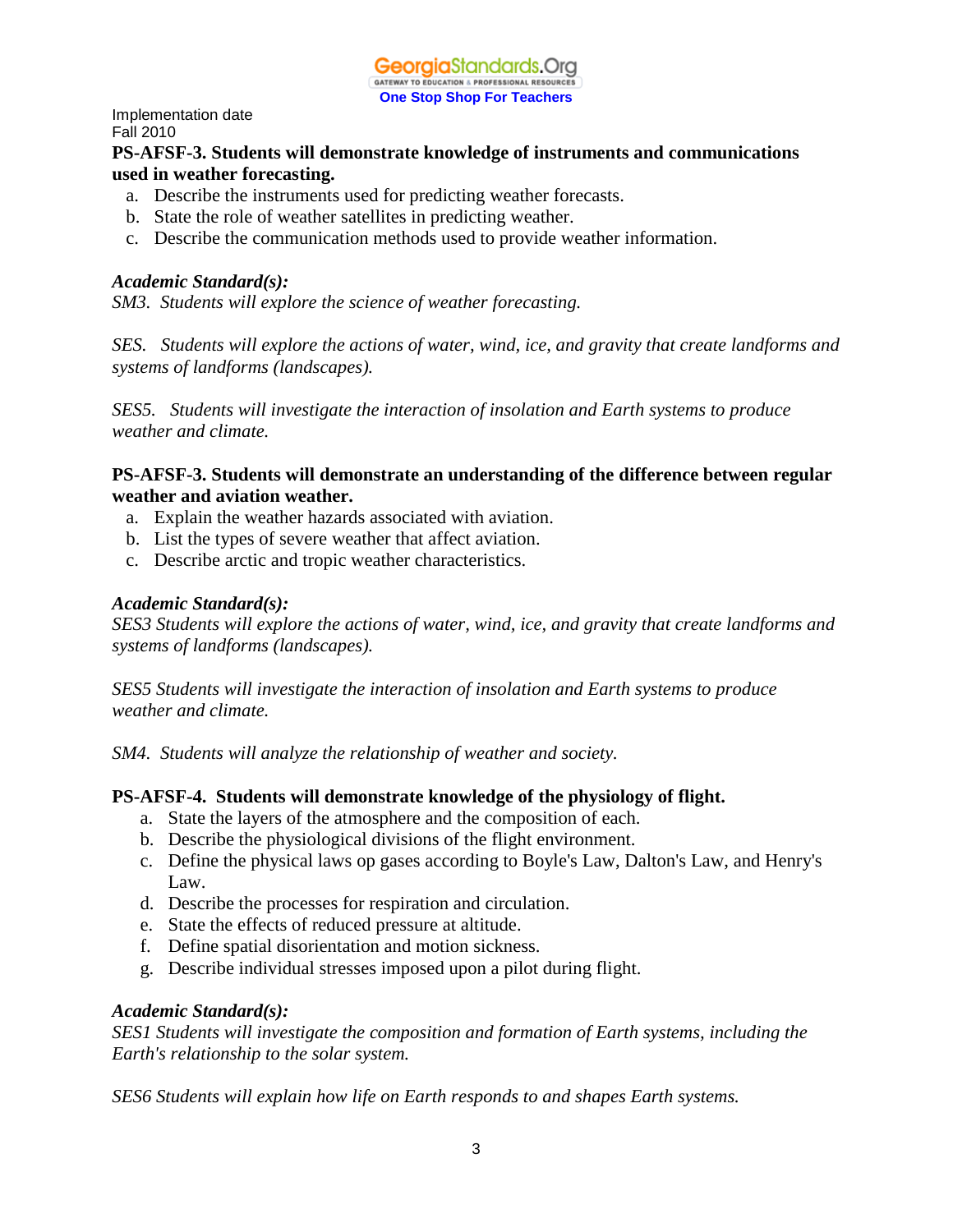Implementation date
Fall 2010

**PS-AFSF-3. Students will demonstrate knowledge of instruments and communications used in weather forecasting.**

a. Describe the instruments used for predicting weather forecasts.
b. State the role of weather satellites in predicting weather.
c. Describe the communication methods used to provide weather information.

***Academic Standard(s):***

*SM3. Students will explore the science of weather forecasting.*

*SES. Students will explore the actions of water, wind, ice, and gravity that create landforms and systems of landforms (landscapes).*

*SES5. Students will investigate the interaction of insolation and Earth systems to produce weather and climate.*

**PS-AFSF-3. Students will demonstrate an understanding of the difference between regular weather and aviation weather.**

a. Explain the weather hazards associated with aviation.
b. List the types of severe weather that affect aviation.
c. Describe arctic and tropic weather characteristics.

***Academic Standard(s):***

*SES3 Students will explore the actions of water, wind, ice, and gravity that create landforms and systems of landforms (landscapes).*

*SES5 Students will investigate the interaction of insolation and Earth systems to produce weather and climate.*

*SM4. Students will analyze the relationship of weather and society.*

**PS-AFSF-4. Students will demonstrate knowledge of the physiology of flight.**

a. State the layers of the atmosphere and the composition of each.
b. Describe the physiological divisions of the flight environment.
c. Define the physical laws op gases according to Boyle's Law, Dalton's Law, and Henry's Law.
d. Describe the processes for respiration and circulation.
e. State the effects of reduced pressure at altitude.
f. Define spatial disorientation and motion sickness.
g. Describe individual stresses imposed upon a pilot during flight.

***Academic Standard(s):***

*SES1 Students will investigate the composition and formation of Earth systems, including the Earth's relationship to the solar system.*

*SES6 Students will explain how life on Earth responds to and shapes Earth systems.*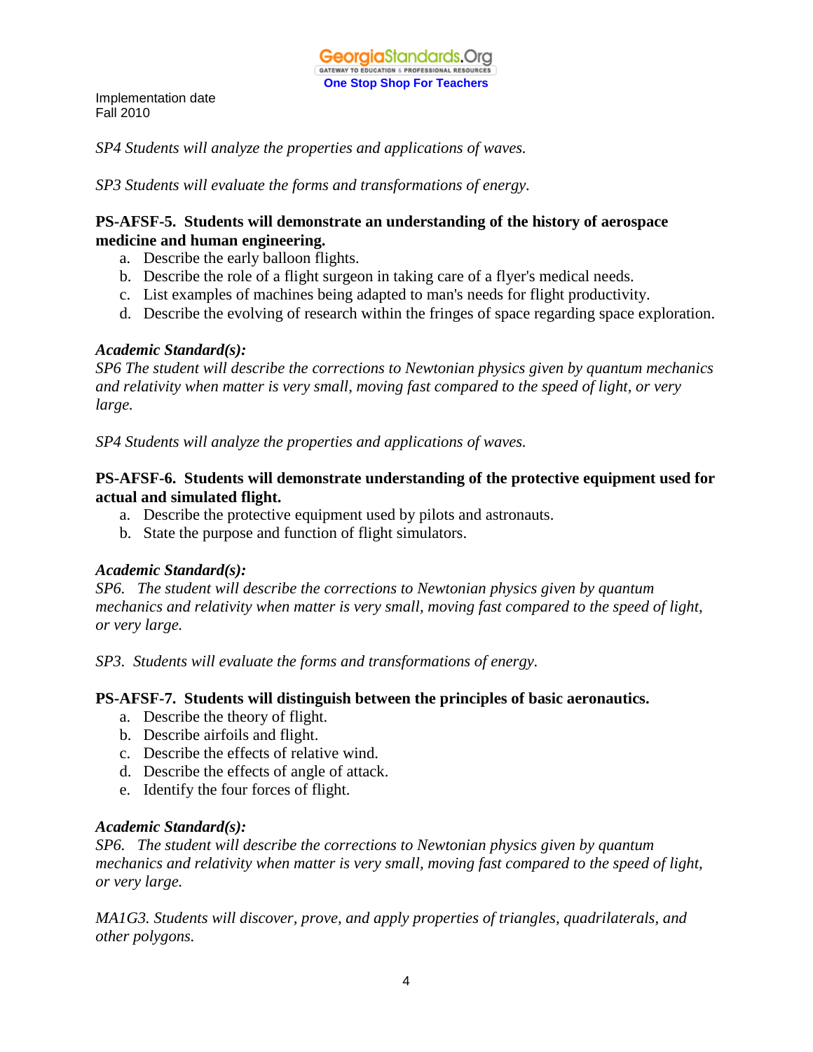Implementation date
Fall 2010

*SP4 Students will analyze the properties and applications of waves.*

*SP3 Students will evaluate the forms and transformations of energy.*

**PS-AFSF-5. Students will demonstrate an understanding of the history of aerospace medicine and human engineering.**

a. Describe the early balloon flights.
b. Describe the role of a flight surgeon in taking care of a flyer's medical needs.
c. List examples of machines being adapted to man's needs for flight productivity.
d. Describe the evolving of research within the fringes of space regarding space exploration.

***Academic Standard(s):***

*SP6 The student will describe the corrections to Newtonian physics given by quantum mechanics and relativity when matter is very small, moving fast compared to the speed of light, or very large.*

*SP4 Students will analyze the properties and applications of waves.*

**PS-AFSF-6. Students will demonstrate understanding of the protective equipment used for actual and simulated flight.**

a. Describe the protective equipment used by pilots and astronauts.
b. State the purpose and function of flight simulators.

***Academic Standard(s):***

*SP6. The student will describe the corrections to Newtonian physics given by quantum mechanics and relativity when matter is very small, moving fast compared to the speed of light, or very large.*

*SP3. Students will evaluate the forms and transformations of energy.*

**PS-AFSF-7. Students will distinguish between the principles of basic aeronautics.**

a. Describe the theory of flight.
b. Describe airfoils and flight.
c. Describe the effects of relative wind.
d. Describe the effects of angle of attack.
e. Identify the four forces of flight.

***Academic Standard(s):***

*SP6. The student will describe the corrections to Newtonian physics given by quantum mechanics and relativity when matter is very small, moving fast compared to the speed of light, or very large.*

*MA1G3. Students will discover, prove, and apply properties of triangles, quadrilaterals, and other polygons.*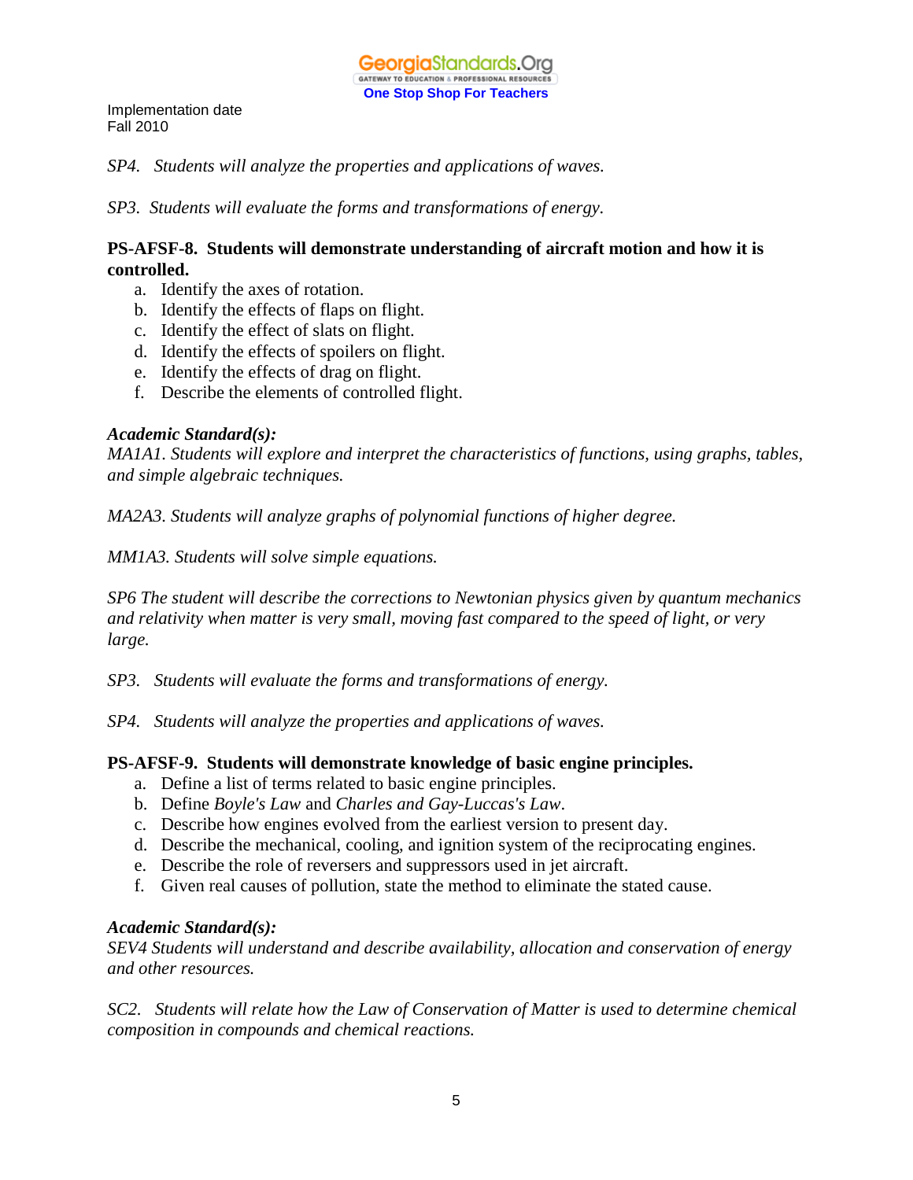Implementation date
Fall 2010

*SP4. Students will analyze the properties and applications of waves.*

*SP3. Students will evaluate the forms and transformations of energy.*

**PS-AFSF-8. Students will demonstrate understanding of aircraft motion and how it is controlled.**

a. Identify the axes of rotation.
b. Identify the effects of flaps on flight.
c. Identify the effect of slats on flight.
d. Identify the effects of spoilers on flight.
e. Identify the effects of drag on flight.
f. Describe the elements of controlled flight.

***Academic Standard(s):***
*MA1A1. Students will explore and interpret the characteristics of functions, using graphs, tables, and simple algebraic techniques.*

*MA2A3. Students will analyze graphs of polynomial functions of higher degree.*

*MM1A3. Students will solve simple equations.*

*SP6 The student will describe the corrections to Newtonian physics given by quantum mechanics and relativity when matter is very small, moving fast compared to the speed of light, or very large.*

*SP3. Students will evaluate the forms and transformations of energy.*

*SP4. Students will analyze the properties and applications of waves.*

**PS-AFSF-9. Students will demonstrate knowledge of basic engine principles.**

a. Define a list of terms related to basic engine principles.
b. Define *Boyle's Law* and *Charles and Gay-Luccas's Law*.
c. Describe how engines evolved from the earliest version to present day.
d. Describe the mechanical, cooling, and ignition system of the reciprocating engines.
e. Describe the role of reversers and suppressors used in jet aircraft.
f. Given real causes of pollution, state the method to eliminate the stated cause.

***Academic Standard(s):***
*SEV4 Students will understand and describe availability, allocation and conservation of energy and other resources.*

*SC2. Students will relate how the Law of Conservation of Matter is used to determine chemical composition in compounds and chemical reactions.*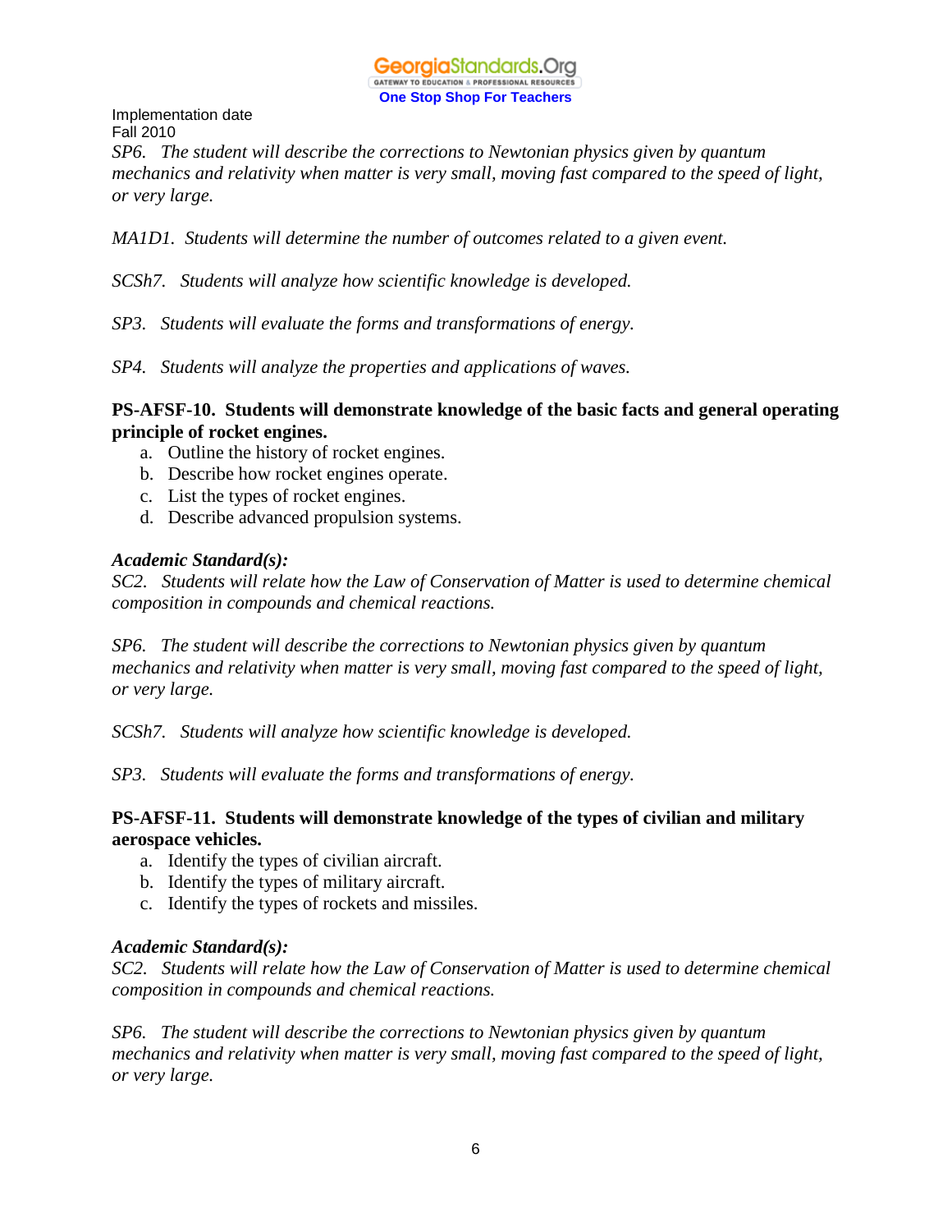Implementation date
Fall 2010

*SP6. The student will describe the corrections to Newtonian physics given by quantum mechanics and relativity when matter is very small, moving fast compared to the speed of light, or very large.*

*MA1D1. Students will determine the number of outcomes related to a given event.*

*SCSh7. Students will analyze how scientific knowledge is developed.*

*SP3. Students will evaluate the forms and transformations of energy.*

*SP4. Students will analyze the properties and applications of waves.*

**PS-AFSF-10. Students will demonstrate knowledge of the basic facts and general operating principle of rocket engines.**

a. Outline the history of rocket engines.
b. Describe how rocket engines operate.
c. List the types of rocket engines.
d. Describe advanced propulsion systems.

***Academic Standard(s):***

*SC2. Students will relate how the Law of Conservation of Matter is used to determine chemical composition in compounds and chemical reactions.*

*SP6. The student will describe the corrections to Newtonian physics given by quantum mechanics and relativity when matter is very small, moving fast compared to the speed of light, or very large.*

*SCSh7. Students will analyze how scientific knowledge is developed.*

*SP3. Students will evaluate the forms and transformations of energy.*

**PS-AFSF-11. Students will demonstrate knowledge of the types of civilian and military aerospace vehicles.**

a. Identify the types of civilian aircraft.
b. Identify the types of military aircraft.
c. Identify the types of rockets and missiles.

***Academic Standard(s):***

*SC2. Students will relate how the Law of Conservation of Matter is used to determine chemical composition in compounds and chemical reactions.*

*SP6. The student will describe the corrections to Newtonian physics given by quantum mechanics and relativity when matter is very small, moving fast compared to the speed of light, or very large.*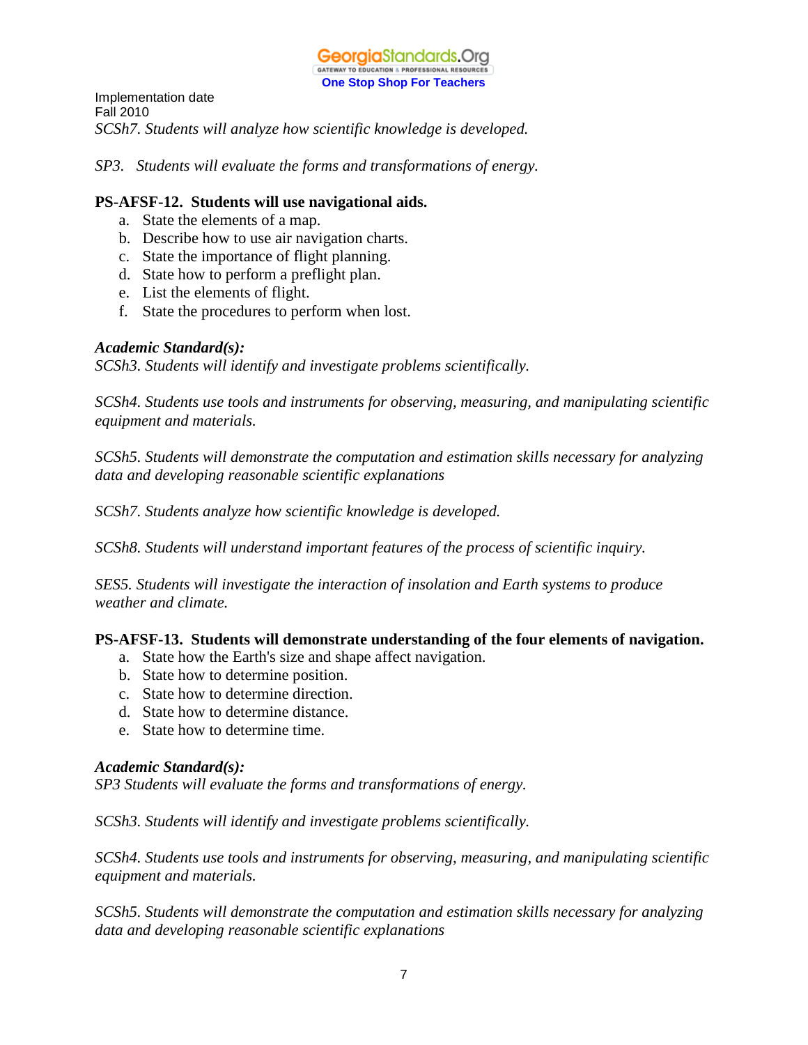Implementation date
Fall 2010

*SCSh7. Students will analyze how scientific knowledge is developed.*

*SP3. Students will evaluate the forms and transformations of energy.*

**PS-AFSF-12. Students will use navigational aids.**

a. State the elements of a map.
b. Describe how to use air navigation charts.
c. State the importance of flight planning.
d. State how to perform a preflight plan.
e. List the elements of flight.
f. State the procedures to perform when lost.

***Academic Standard(s):***

*SCSh3. Students will identify and investigate problems scientifically.*

*SCSh4. Students use tools and instruments for observing, measuring, and manipulating scientific equipment and materials.*

*SCSh5. Students will demonstrate the computation and estimation skills necessary for analyzing data and developing reasonable scientific explanations*

*SCSh7. Students analyze how scientific knowledge is developed.*

*SCSh8. Students will understand important features of the process of scientific inquiry.*

*SES5. Students will investigate the interaction of insolation and Earth systems to produce weather and climate.*

**PS-AFSF-13. Students will demonstrate understanding of the four elements of navigation.**

a. State how the Earth's size and shape affect navigation.
b. State how to determine position.
c. State how to determine direction.
d. State how to determine distance.
e. State how to determine time.

***Academic Standard(s):***

*SP3 Students will evaluate the forms and transformations of energy.*

*SCSh3. Students will identify and investigate problems scientifically.*

*SCSh4. Students use tools and instruments for observing, measuring, and manipulating scientific equipment and materials.*

*SCSh5. Students will demonstrate the computation and estimation skills necessary for analyzing data and developing reasonable scientific explanations*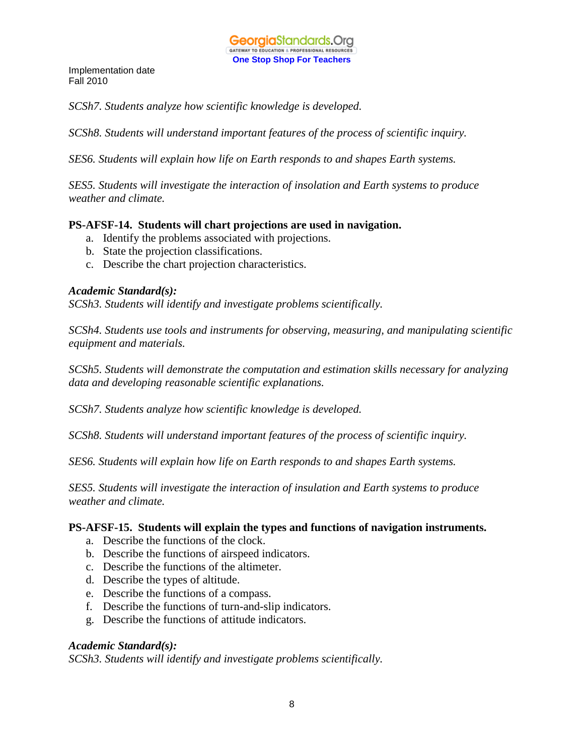Implementation date
Fall 2010

*SCSh7. Students analyze how scientific knowledge is developed.*

*SCSh8. Students will understand important features of the process of scientific inquiry.*

*SES6. Students will explain how life on Earth responds to and shapes Earth systems.*

*SES5. Students will investigate the interaction of insolation and Earth systems to produce weather and climate.*

**PS-AFSF-14. Students will chart projections are used in navigation.**

a. Identify the problems associated with projections.
b. State the projection classifications.
c. Describe the chart projection characteristics.

***Academic Standard(s):***

*SCSh3. Students will identify and investigate problems scientifically.*

*SCSh4. Students use tools and instruments for observing, measuring, and manipulating scientific equipment and materials.*

*SCSh5. Students will demonstrate the computation and estimation skills necessary for analyzing data and developing reasonable scientific explanations.*

*SCSh7. Students analyze how scientific knowledge is developed.*

*SCSh8. Students will understand important features of the process of scientific inquiry.*

*SES6. Students will explain how life on Earth responds to and shapes Earth systems.*

*SES5. Students will investigate the interaction of insulation and Earth systems to produce weather and climate.*

**PS-AFSF-15. Students will explain the types and functions of navigation instruments.**

a. Describe the functions of the clock.
b. Describe the functions of airspeed indicators.
c. Describe the functions of the altimeter.
d. Describe the types of altitude.
e. Describe the functions of a compass.
f. Describe the functions of turn-and-slip indicators.
g. Describe the functions of attitude indicators.

***Academic Standard(s):***

*SCSh3. Students will identify and investigate problems scientifically.*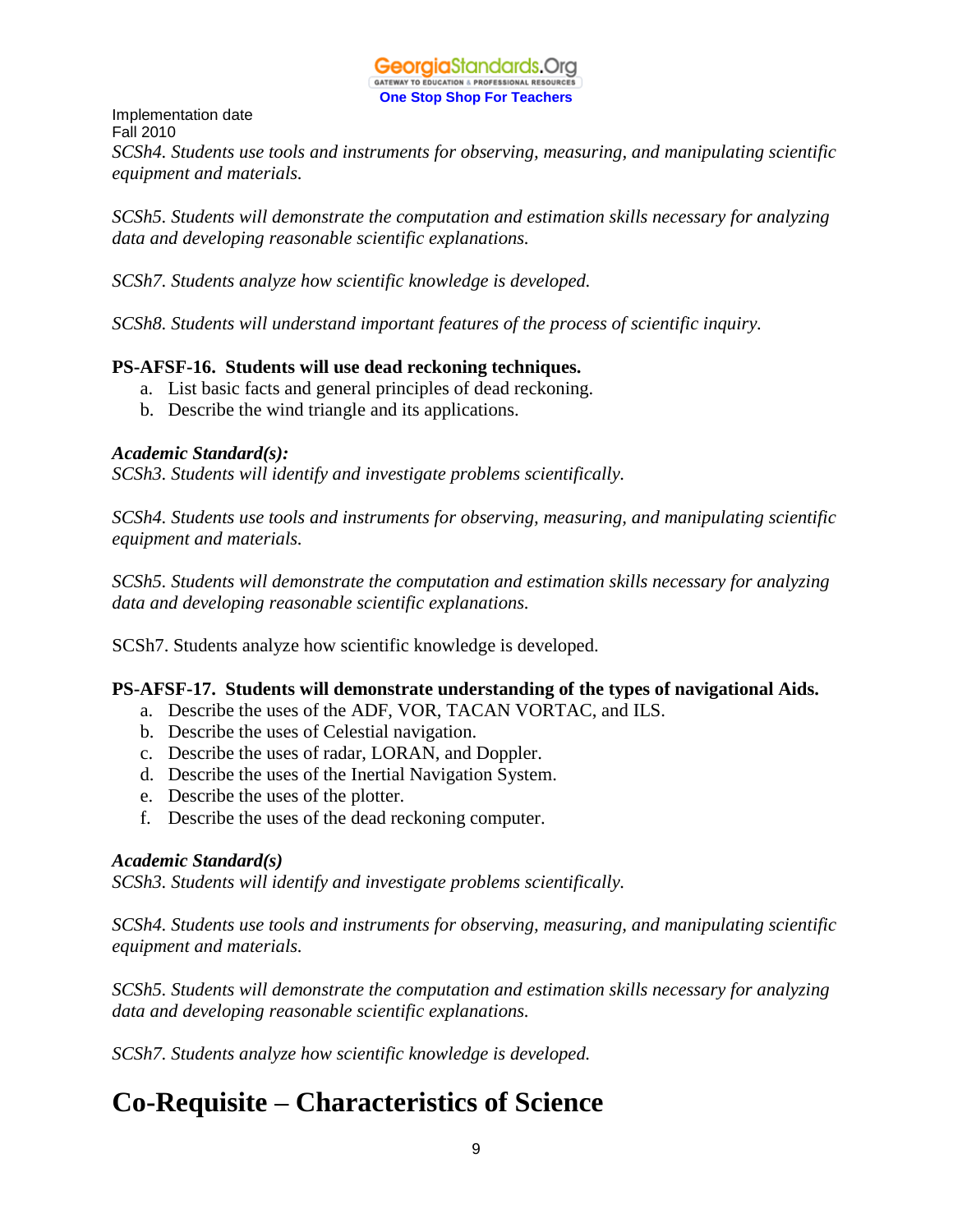Implementation date
Fall 2010

*SCSh4. Students use tools and instruments for observing, measuring, and manipulating scientific equipment and materials.*

*SCSh5. Students will demonstrate the computation and estimation skills necessary for analyzing data and developing reasonable scientific explanations.*

*SCSh7. Students analyze how scientific knowledge is developed.*

*SCSh8. Students will understand important features of the process of scientific inquiry.*

**PS-AFSF-16. Students will use dead reckoning techniques.**

a. List basic facts and general principles of dead reckoning.
b. Describe the wind triangle and its applications.

***Academic Standard(s):***

*SCSh3. Students will identify and investigate problems scientifically.*

*SCSh4. Students use tools and instruments for observing, measuring, and manipulating scientific equipment and materials.*

*SCSh5. Students will demonstrate the computation and estimation skills necessary for analyzing data and developing reasonable scientific explanations.*

SCSh7. Students analyze how scientific knowledge is developed.

**PS-AFSF-17. Students will demonstrate understanding of the types of navigational Aids.**

a. Describe the uses of the ADF, VOR, TACAN VORTAC, and ILS.
b. Describe the uses of Celestial navigation.
c. Describe the uses of radar, LORAN, and Doppler.
d. Describe the uses of the Inertial Navigation System.
e. Describe the uses of the plotter.
f. Describe the uses of the dead reckoning computer.

***Academic Standard(s)***

*SCSh3. Students will identify and investigate problems scientifically.*

*SCSh4. Students use tools and instruments for observing, measuring, and manipulating scientific equipment and materials.*

*SCSh5. Students will demonstrate the computation and estimation skills necessary for analyzing data and developing reasonable scientific explanations.*

*SCSh7. Students analyze how scientific knowledge is developed.*

# Co-Requisite – Characteristics of Science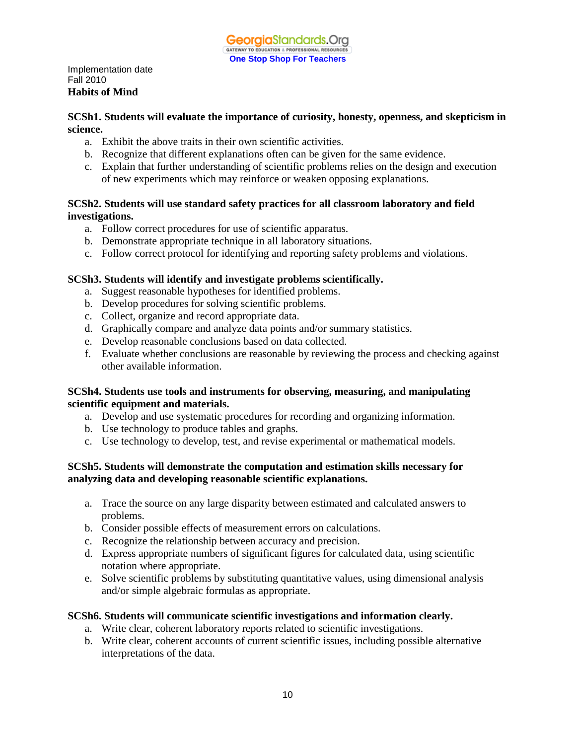Implementation date
Fall 2010

**Habits of Mind**

**SCSh1. Students will evaluate the importance of curiosity, honesty, openness, and skepticism in science.**

a. Exhibit the above traits in their own scientific activities.
b. Recognize that different explanations often can be given for the same evidence.
c. Explain that further understanding of scientific problems relies on the design and execution of new experiments which may reinforce or weaken opposing explanations.

**SCSh2. Students will use standard safety practices for all classroom laboratory and field investigations.**

a. Follow correct procedures for use of scientific apparatus.
b. Demonstrate appropriate technique in all laboratory situations.
c. Follow correct protocol for identifying and reporting safety problems and violations.

**SCSh3. Students will identify and investigate problems scientifically.**

a. Suggest reasonable hypotheses for identified problems.
b. Develop procedures for solving scientific problems.
c. Collect, organize and record appropriate data.
d. Graphically compare and analyze data points and/or summary statistics.
e. Develop reasonable conclusions based on data collected.
f. Evaluate whether conclusions are reasonable by reviewing the process and checking against other available information.

**SCSh4. Students use tools and instruments for observing, measuring, and manipulating scientific equipment and materials.**

a. Develop and use systematic procedures for recording and organizing information.
b. Use technology to produce tables and graphs.
c. Use technology to develop, test, and revise experimental or mathematical models.

**SCSh5. Students will demonstrate the computation and estimation skills necessary for analyzing data and developing reasonable scientific explanations.**

a. Trace the source on any large disparity between estimated and calculated answers to problems.
b. Consider possible effects of measurement errors on calculations.
c. Recognize the relationship between accuracy and precision.
d. Express appropriate numbers of significant figures for calculated data, using scientific notation where appropriate.
e. Solve scientific problems by substituting quantitative values, using dimensional analysis and/or simple algebraic formulas as appropriate.

**SCSh6. Students will communicate scientific investigations and information clearly.**

a. Write clear, coherent laboratory reports related to scientific investigations.
b. Write clear, coherent accounts of current scientific issues, including possible alternative interpretations of the data.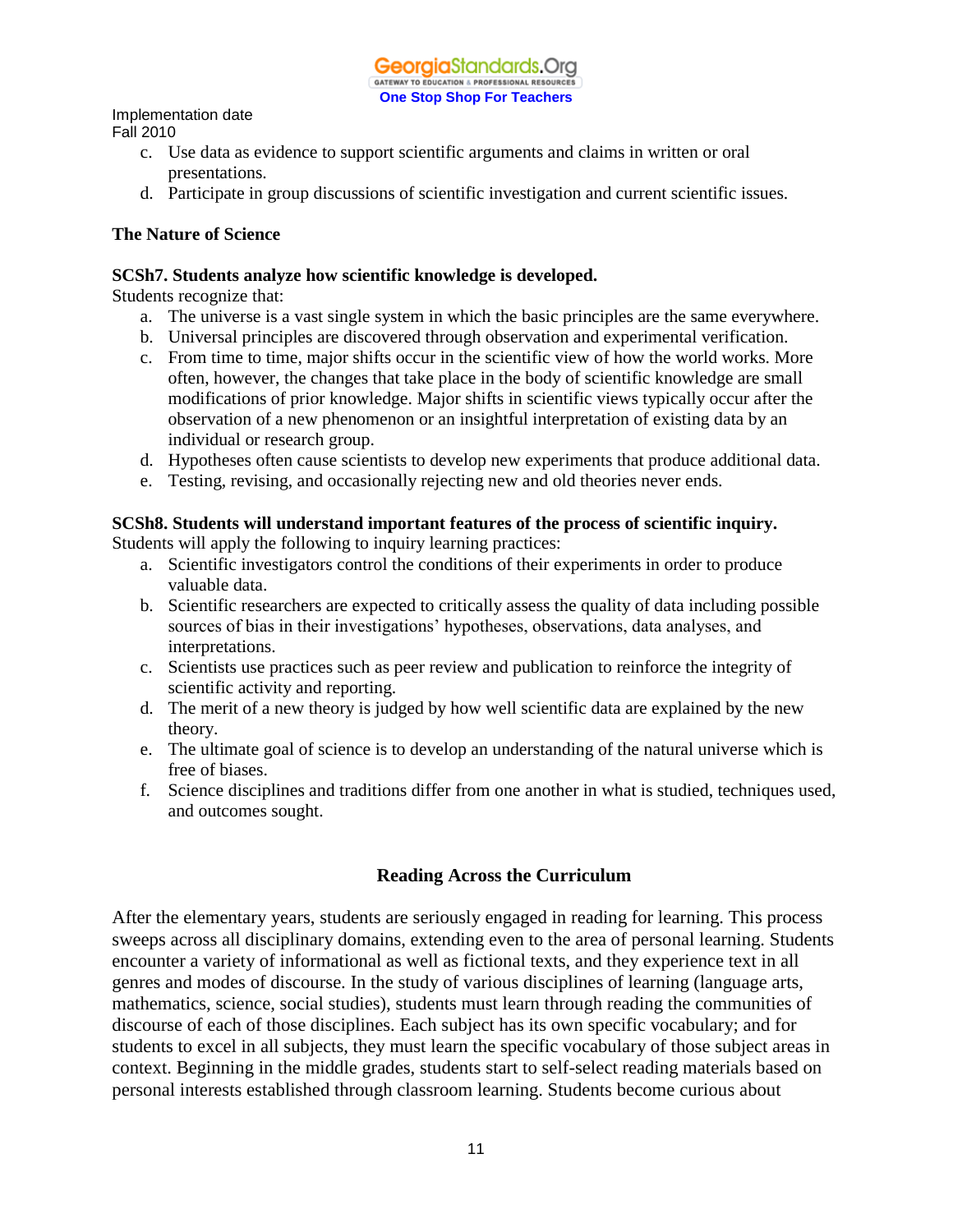Implementation date
Fall 2010

c. Use data as evidence to support scientific arguments and claims in written or oral presentations.
d. Participate in group discussions of scientific investigation and current scientific issues.

**The Nature of Science**

**SCSh7. Students analyze how scientific knowledge is developed.**

Students recognize that:

a. The universe is a vast single system in which the basic principles are the same everywhere.
b. Universal principles are discovered through observation and experimental verification.
c. From time to time, major shifts occur in the scientific view of how the world works. More often, however, the changes that take place in the body of scientific knowledge are small modifications of prior knowledge. Major shifts in scientific views typically occur after the observation of a new phenomenon or an insightful interpretation of existing data by an individual or research group.
d. Hypotheses often cause scientists to develop new experiments that produce additional data.
e. Testing, revising, and occasionally rejecting new and old theories never ends.

**SCSh8. Students will understand important features of the process of scientific inquiry.**

Students will apply the following to inquiry learning practices:

a. Scientific investigators control the conditions of their experiments in order to produce valuable data.
b. Scientific researchers are expected to critically assess the quality of data including possible sources of bias in their investigations' hypotheses, observations, data analyses, and interpretations.
c. Scientists use practices such as peer review and publication to reinforce the integrity of scientific activity and reporting.
d. The merit of a new theory is judged by how well scientific data are explained by the new theory.
e. The ultimate goal of science is to develop an understanding of the natural universe which is free of biases.
f. Science disciplines and traditions differ from one another in what is studied, techniques used, and outcomes sought.

## Reading Across the Curriculum

After the elementary years, students are seriously engaged in reading for learning. This process sweeps across all disciplinary domains, extending even to the area of personal learning. Students encounter a variety of informational as well as fictional texts, and they experience text in all genres and modes of discourse. In the study of various disciplines of learning (language arts, mathematics, science, social studies), students must learn through reading the communities of discourse of each of those disciplines. Each subject has its own specific vocabulary; and for students to excel in all subjects, they must learn the specific vocabulary of those subject areas in context. Beginning in the middle grades, students start to self-select reading materials based on personal interests established through classroom learning. Students become curious about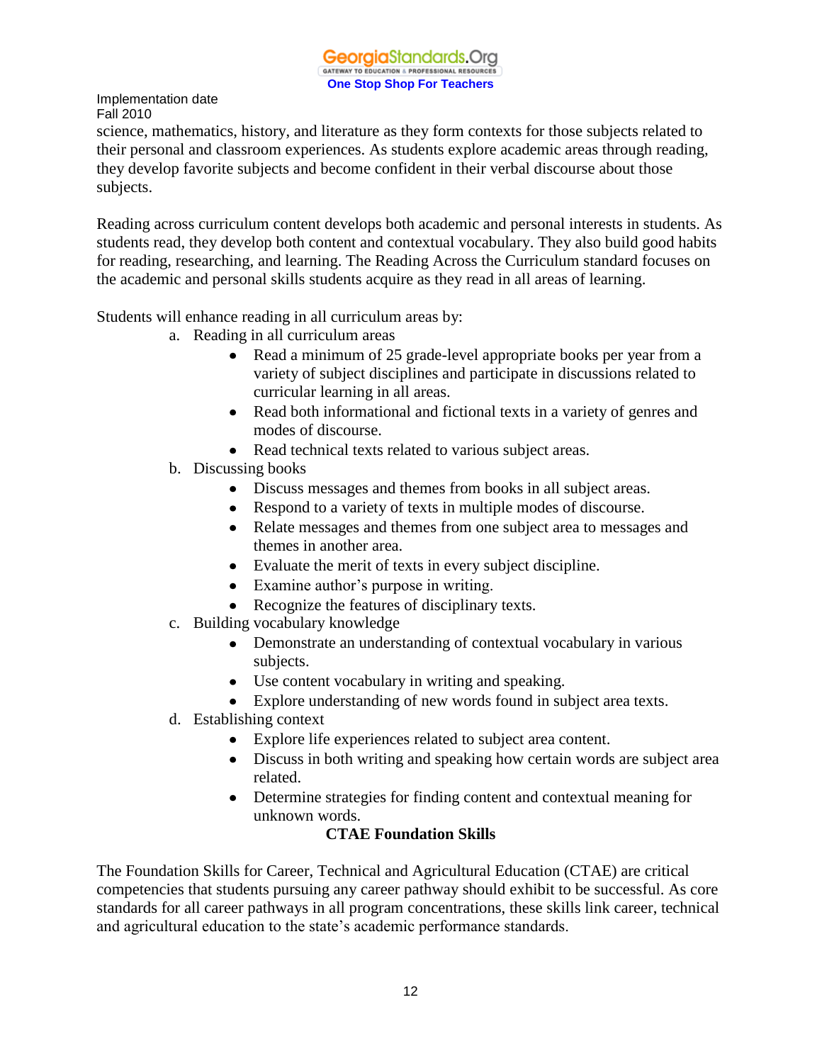science, mathematics, history, and literature as they form contexts for those subjects related to their personal and classroom experiences. As students explore academic areas through reading, they develop favorite subjects and become confident in their verbal discourse about those subjects.

Reading across curriculum content develops both academic and personal interests in students. As students read, they develop both content and contextual vocabulary. They also build good habits for reading, researching, and learning. The Reading Across the Curriculum standard focuses on the academic and personal skills students acquire as they read in all areas of learning.

Students will enhance reading in all curriculum areas by:

a. Reading in all curriculum areas
   - Read a minimum of 25 grade-level appropriate books per year from a variety of subject disciplines and participate in discussions related to curricular learning in all areas.
   - Read both informational and fictional texts in a variety of genres and modes of discourse.
   - Read technical texts related to various subject areas.

b. Discussing books
   - Discuss messages and themes from books in all subject areas.
   - Respond to a variety of texts in multiple modes of discourse.
   - Relate messages and themes from one subject area to messages and themes in another area.
   - Evaluate the merit of texts in every subject discipline.
   - Examine author's purpose in writing.
   - Recognize the features of disciplinary texts.

c. Building vocabulary knowledge
   - Demonstrate an understanding of contextual vocabulary in various subjects.
   - Use content vocabulary in writing and speaking.
   - Explore understanding of new words found in subject area texts.

d. Establishing context
   - Explore life experiences related to subject area content.
   - Discuss in both writing and speaking how certain words are subject area related.
   - Determine strategies for finding content and contextual meaning for unknown words.

## CTAE Foundation Skills

The Foundation Skills for Career, Technical and Agricultural Education (CTAE) are critical competencies that students pursuing any career pathway should exhibit to be successful. As core standards for all career pathways in all program concentrations, these skills link career, technical and agricultural education to the state's academic performance standards.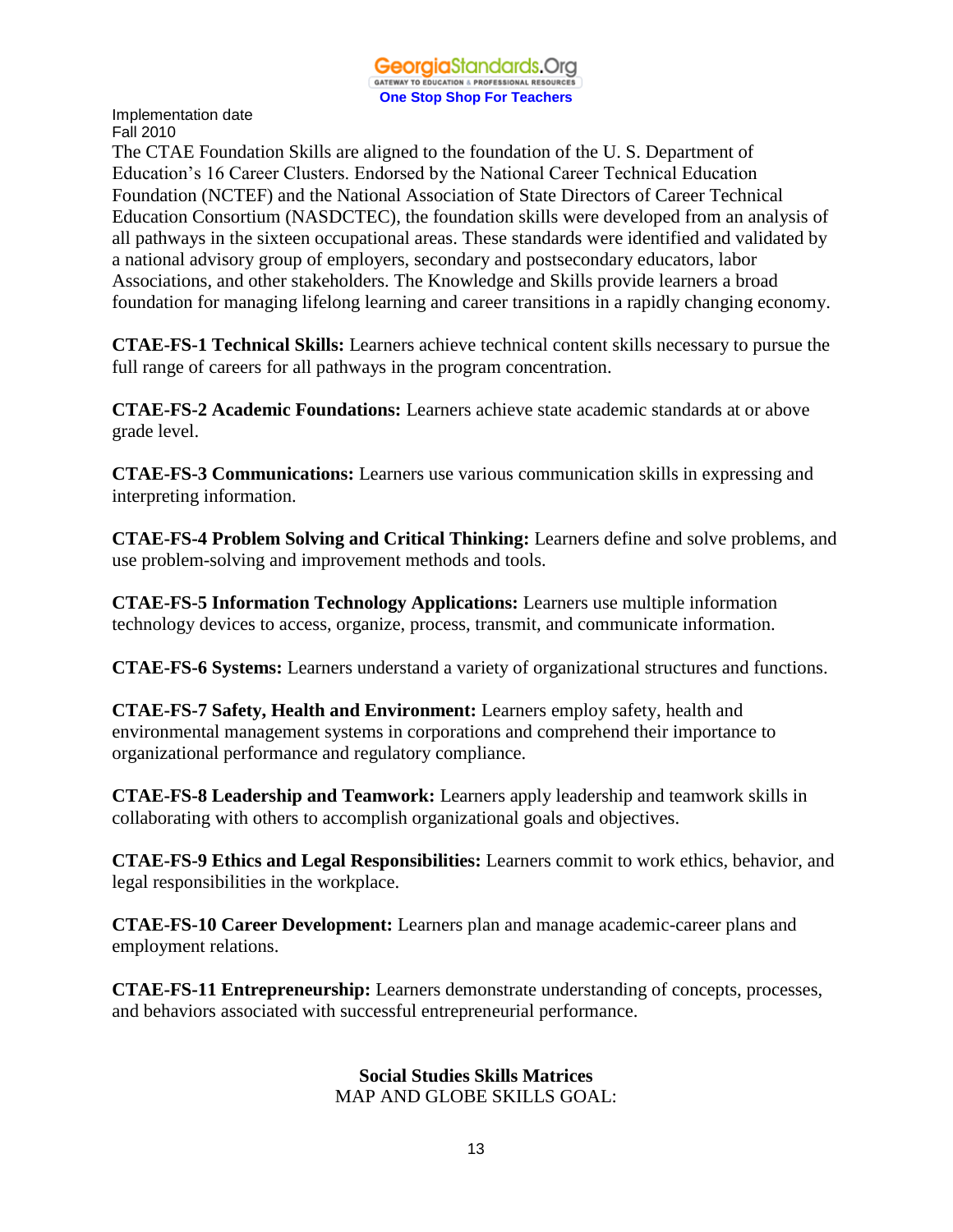Implementation date
Fall 2010

The CTAE Foundation Skills are aligned to the foundation of the U. S. Department of Education's 16 Career Clusters. Endorsed by the National Career Technical Education Foundation (NCTEF) and the National Association of State Directors of Career Technical Education Consortium (NASDCTEC), the foundation skills were developed from an analysis of all pathways in the sixteen occupational areas. These standards were identified and validated by a national advisory group of employers, secondary and postsecondary educators, labor Associations, and other stakeholders. The Knowledge and Skills provide learners a broad foundation for managing lifelong learning and career transitions in a rapidly changing economy.

**CTAE-FS-1 Technical Skills:** Learners achieve technical content skills necessary to pursue the full range of careers for all pathways in the program concentration.

**CTAE-FS-2 Academic Foundations:** Learners achieve state academic standards at or above grade level.

**CTAE-FS-3 Communications:** Learners use various communication skills in expressing and interpreting information.

**CTAE-FS-4 Problem Solving and Critical Thinking:** Learners define and solve problems, and use problem-solving and improvement methods and tools.

**CTAE-FS-5 Information Technology Applications:** Learners use multiple information technology devices to access, organize, process, transmit, and communicate information.

**CTAE-FS-6 Systems:** Learners understand a variety of organizational structures and functions.

**CTAE-FS-7 Safety, Health and Environment:** Learners employ safety, health and environmental management systems in corporations and comprehend their importance to organizational performance and regulatory compliance.

**CTAE-FS-8 Leadership and Teamwork:** Learners apply leadership and teamwork skills in collaborating with others to accomplish organizational goals and objectives.

**CTAE-FS-9 Ethics and Legal Responsibilities:** Learners commit to work ethics, behavior, and legal responsibilities in the workplace.

**CTAE-FS-10 Career Development:** Learners plan and manage academic-career plans and employment relations.

**CTAE-FS-11 Entrepreneurship:** Learners demonstrate understanding of concepts, processes, and behaviors associated with successful entrepreneurial performance.

**Social Studies Skills Matrices**

MAP AND GLOBE SKILLS GOAL: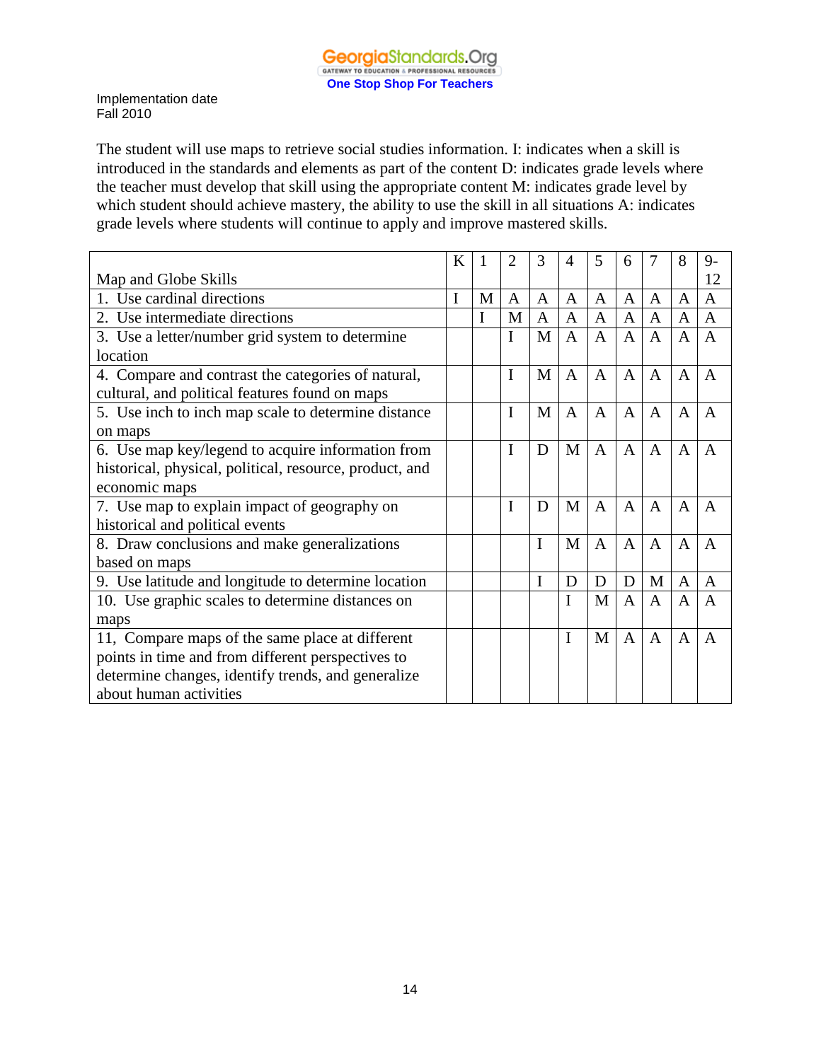Implementation date
Fall 2010

The student will use maps to retrieve social studies information. I: indicates when a skill is introduced in the standards and elements as part of the content D: indicates grade levels where the teacher must develop that skill using the appropriate content M: indicates grade level by which student should achieve mastery, the ability to use the skill in all situations A: indicates grade levels where students will continue to apply and improve mastered skills.

| Map and Globe Skills | K | 1 | 2 | 3 | 4 | 5 | 6 | 7 | 8 | 9-12 |
|---|---|---|---|---|---|---|---|---|---|---|
| 1. Use cardinal directions | I | M | A | A | A | A | A | A | A | A |
| 2. Use intermediate directions | | I | M | A | A | A | A | A | A | A |
| 3. Use a letter/number grid system to determine location | | | I | M | A | A | A | A | A | A |
| 4. Compare and contrast the categories of natural, cultural, and political features found on maps | | | I | M | A | A | A | A | A | A |
| 5. Use inch to inch map scale to determine distance on maps | | | I | M | A | A | A | A | A | A |
| 6. Use map key/legend to acquire information from historical, physical, political, resource, product, and economic maps | | | I | D | M | A | A | A | A | A |
| 7. Use map to explain impact of geography on historical and political events | | | I | D | M | A | A | A | A | A |
| 8. Draw conclusions and make generalizations based on maps | | | | I | M | A | A | A | A | A |
| 9. Use latitude and longitude to determine location | | | | I | D | D | D | M | A | A |
| 10. Use graphic scales to determine distances on maps | | | | | I | M | A | A | A | A |
| 11, Compare maps of the same place at different points in time and from different perspectives to determine changes, identify trends, and generalize about human activities | | | | | I | M | A | A | A | A |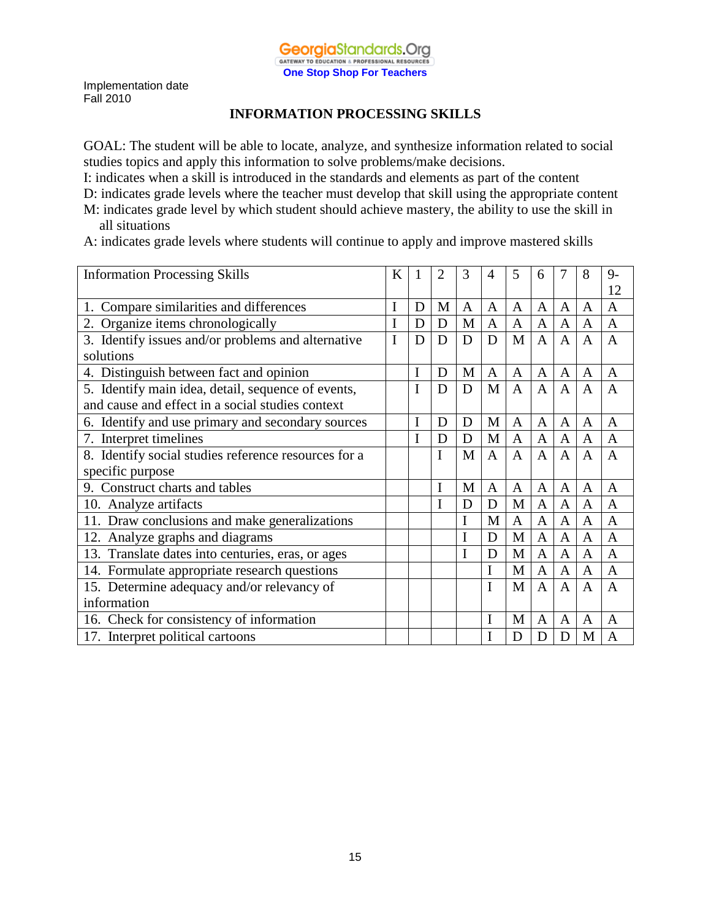Implementation date
Fall 2010

## INFORMATION PROCESSING SKILLS

GOAL: The student will be able to locate, analyze, and synthesize information related to social studies topics and apply this information to solve problems/make decisions.

I: indicates when a skill is introduced in the standards and elements as part of the content

D: indicates grade levels where the teacher must develop that skill using the appropriate content

M: indicates grade level by which student should achieve mastery, the ability to use the skill in all situations

A: indicates grade levels where students will continue to apply and improve mastered skills

| Information Processing Skills | K | 1 | 2 | 3 | 4 | 5 | 6 | 7 | 8 | 9-12 |
|---|---|---|---|---|---|---|---|---|---|---|
| 1. Compare similarities and differences | I | D | M | A | A | A | A | A | A | A |
| 2. Organize items chronologically | I | D | D | M | A | A | A | A | A | A |
| 3. Identify issues and/or problems and alternative solutions | I | D | D | D | D | M | A | A | A | A |
| 4. Distinguish between fact and opinion | | I | D | M | A | A | A | A | A | A |
| 5. Identify main idea, detail, sequence of events, and cause and effect in a social studies context | | I | D | D | M | A | A | A | A | A |
| 6. Identify and use primary and secondary sources | | I | D | D | M | A | A | A | A | A |
| 7. Interpret timelines | | I | D | D | M | A | A | A | A | A |
| 8. Identify social studies reference resources for a specific purpose | | | I | M | A | A | A | A | A | A |
| 9. Construct charts and tables | | | I | M | A | A | A | A | A | A |
| 10. Analyze artifacts | | | I | D | D | M | A | A | A | A |
| 11. Draw conclusions and make generalizations | | | | I | M | A | A | A | A | A |
| 12. Analyze graphs and diagrams | | | | I | D | M | A | A | A | A |
| 13. Translate dates into centuries, eras, or ages | | | | I | D | M | A | A | A | A |
| 14. Formulate appropriate research questions | | | | | I | M | A | A | A | A |
| 15. Determine adequacy and/or relevancy of information | | | | | I | M | A | A | A | A |
| 16. Check for consistency of information | | | | | I | M | A | A | A | A |
| 17. Interpret political cartoons | | | | | I | D | D | D | M | A |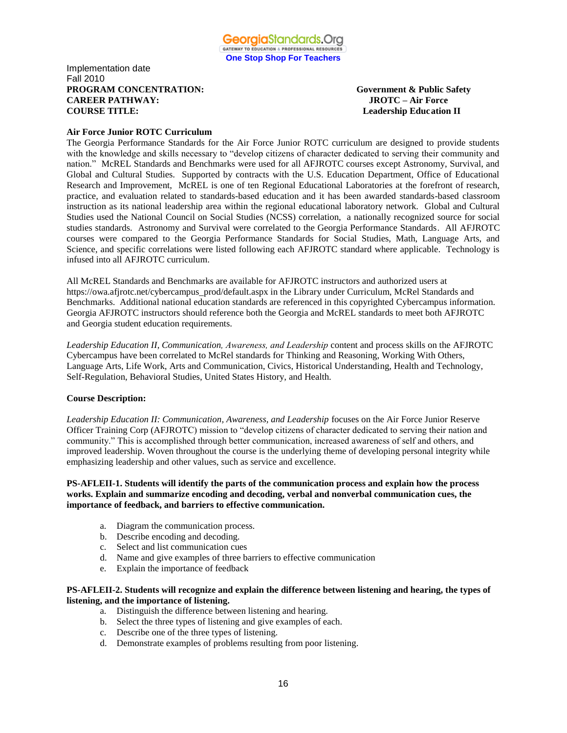Implementation date
Fall 2010

**PROGRAM CONCENTRATION:** **Government & Public Safety**
**CAREER PATHWAY:** **JROTC – Air Force**
**COURSE TITLE:** **Leadership Education II**

**Air Force Junior ROTC Curriculum**

The Georgia Performance Standards for the Air Force Junior ROTC curriculum are designed to provide students with the knowledge and skills necessary to "develop citizens of character dedicated to serving their community and nation." McREL Standards and Benchmarks were used for all AFJROTC courses except Astronomy, Survival, and Global and Cultural Studies. Supported by contracts with the U.S. Education Department, Office of Educational Research and Improvement, McREL is one of ten Regional Educational Laboratories at the forefront of research, practice, and evaluation related to standards-based education and it has been awarded standards-based classroom instruction as its national leadership area within the regional educational laboratory network. Global and Cultural Studies used the National Council on Social Studies (NCSS) correlation, a nationally recognized source for social studies standards. Astronomy and Survival were correlated to the Georgia Performance Standards. All AFJROTC courses were compared to the Georgia Performance Standards for Social Studies, Math, Language Arts, and Science, and specific correlations were listed following each AFJROTC standard where applicable. Technology is infused into all AFJROTC curriculum.

All McREL Standards and Benchmarks are available for AFJROTC instructors and authorized users at https://owa.afjrotc.net/cybercampus_prod/default.aspx in the Library under Curriculum, McRel Standards and Benchmarks. Additional national education standards are referenced in this copyrighted Cybercampus information. Georgia AFJROTC instructors should reference both the Georgia and McREL standards to meet both AFJROTC and Georgia student education requirements.

*Leadership Education II, Communication, Awareness, and Leadership* content and process skills on the AFJROTC Cybercampus have been correlated to McRel standards for Thinking and Reasoning, Working With Others, Language Arts, Life Work, Arts and Communication, Civics, Historical Understanding, Health and Technology, Self-Regulation, Behavioral Studies, United States History, and Health.

**Course Description:**

*Leadership Education II: Communication, Awareness, and Leadership* focuses on the Air Force Junior Reserve Officer Training Corp (AFJROTC) mission to "develop citizens of character dedicated to serving their nation and community." This is accomplished through better communication, increased awareness of self and others, and improved leadership. Woven throughout the course is the underlying theme of developing personal integrity while emphasizing leadership and other values, such as service and excellence.

**PS-AFLEII-1. Students will identify the parts of the communication process and explain how the process works. Explain and summarize encoding and decoding, verbal and nonverbal communication cues, the importance of feedback, and barriers to effective communication.**

a. Diagram the communication process.
b. Describe encoding and decoding.
c. Select and list communication cues
d. Name and give examples of three barriers to effective communication
e. Explain the importance of feedback

**PS-AFLEII-2. Students will recognize and explain the difference between listening and hearing, the types of listening, and the importance of listening.**

a. Distinguish the difference between listening and hearing.
b. Select the three types of listening and give examples of each.
c. Describe one of the three types of listening.
d. Demonstrate examples of problems resulting from poor listening.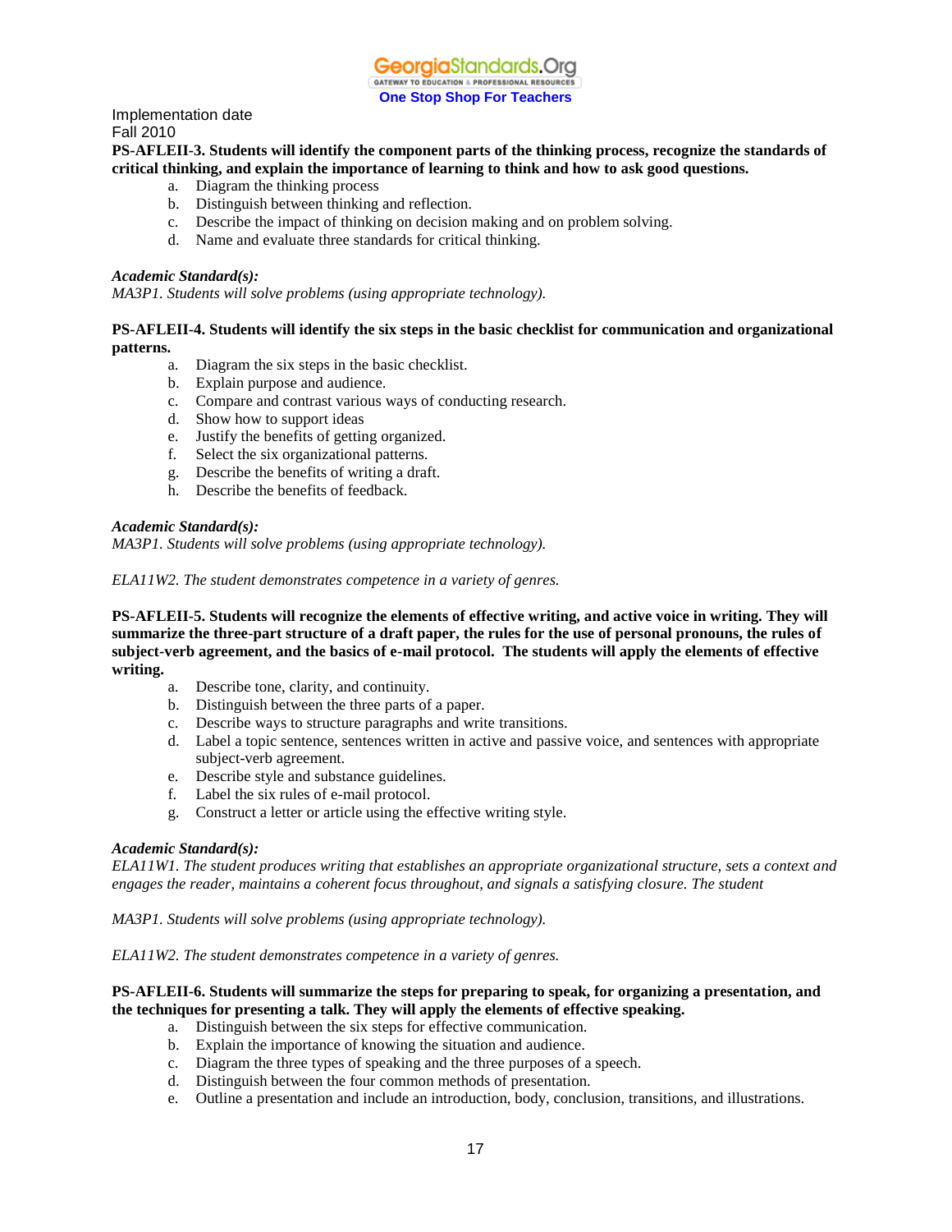Implementation date
Fall 2010

**PS-AFLEII-3. Students will identify the component parts of the thinking process, recognize the standards of critical thinking, and explain the importance of learning to think and how to ask good questions.**

a. Diagram the thinking process
b. Distinguish between thinking and reflection.
c. Describe the impact of thinking on decision making and on problem solving.
d. Name and evaluate three standards for critical thinking.

***Academic Standard(s):***
*MA3P1. Students will solve problems (using appropriate technology).*

**PS-AFLEII-4. Students will identify the six steps in the basic checklist for communication and organizational patterns.**

a. Diagram the six steps in the basic checklist.
b. Explain purpose and audience.
c. Compare and contrast various ways of conducting research.
d. Show how to support ideas
e. Justify the benefits of getting organized.
f. Select the six organizational patterns.
g. Describe the benefits of writing a draft.
h. Describe the benefits of feedback.

***Academic Standard(s):***
*MA3P1. Students will solve problems (using appropriate technology).*

*ELA11W2. The student demonstrates competence in a variety of genres.*

**PS-AFLEII-5. Students will recognize the elements of effective writing, and active voice in writing. They will summarize the three-part structure of a draft paper, the rules for the use of personal pronouns, the rules of subject-verb agreement, and the basics of e-mail protocol. The students will apply the elements of effective writing.**

a. Describe tone, clarity, and continuity.
b. Distinguish between the three parts of a paper.
c. Describe ways to structure paragraphs and write transitions.
d. Label a topic sentence, sentences written in active and passive voice, and sentences with appropriate subject-verb agreement.
e. Describe style and substance guidelines.
f. Label the six rules of e-mail protocol.
g. Construct a letter or article using the effective writing style.

***Academic Standard(s):***
*ELA11W1. The student produces writing that establishes an appropriate organizational structure, sets a context and engages the reader, maintains a coherent focus throughout, and signals a satisfying closure. The student*

*MA3P1. Students will solve problems (using appropriate technology).*

*ELA11W2. The student demonstrates competence in a variety of genres.*

**PS-AFLEII-6. Students will summarize the steps for preparing to speak, for organizing a presentation, and the techniques for presenting a talk. They will apply the elements of effective speaking.**

a. Distinguish between the six steps for effective communication.
b. Explain the importance of knowing the situation and audience.
c. Diagram the three types of speaking and the three purposes of a speech.
d. Distinguish between the four common methods of presentation.
e. Outline a presentation and include an introduction, body, conclusion, transitions, and illustrations.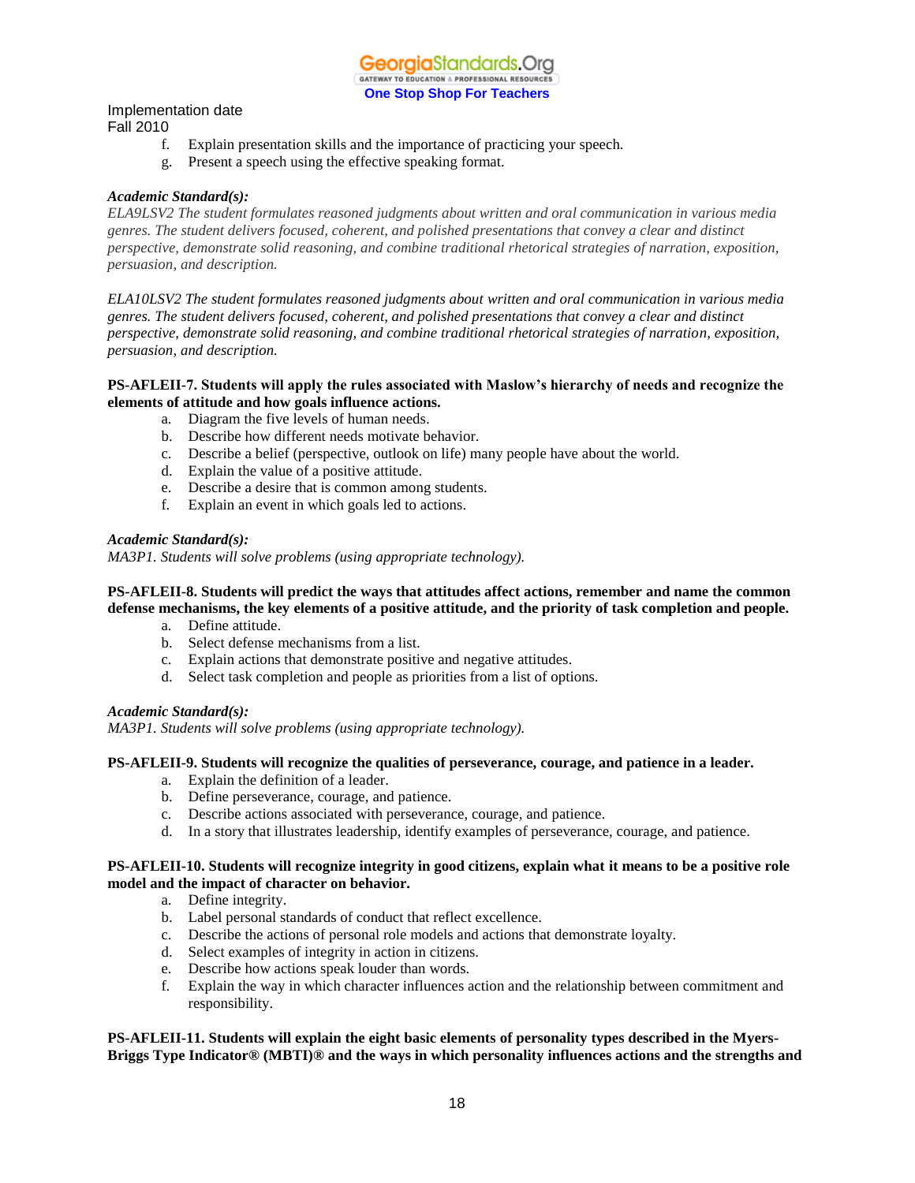f. Explain presentation skills and the importance of practicing your speech.
g. Present a speech using the effective speaking format.

***Academic Standard(s):***
*ELA9LSV2 The student formulates reasoned judgments about written and oral communication in various media genres. The student delivers focused, coherent, and polished presentations that convey a clear and distinct perspective, demonstrate solid reasoning, and combine traditional rhetorical strategies of narration, exposition, persuasion, and description.*

*ELA10LSV2 The student formulates reasoned judgments about written and oral communication in various media genres. The student delivers focused, coherent, and polished presentations that convey a clear and distinct perspective, demonstrate solid reasoning, and combine traditional rhetorical strategies of narration, exposition, persuasion, and description.*

**PS-AFLEII-7. Students will apply the rules associated with Maslow's hierarchy of needs and recognize the elements of attitude and how goals influence actions.**

a. Diagram the five levels of human needs.
b. Describe how different needs motivate behavior.
c. Describe a belief (perspective, outlook on life) many people have about the world.
d. Explain the value of a positive attitude.
e. Describe a desire that is common among students.
f. Explain an event in which goals led to actions.

***Academic Standard(s):***
*MA3P1. Students will solve problems (using appropriate technology).*

**PS-AFLEII-8. Students will predict the ways that attitudes affect actions, remember and name the common defense mechanisms, the key elements of a positive attitude, and the priority of task completion and people.**

a. Define attitude.
b. Select defense mechanisms from a list.
c. Explain actions that demonstrate positive and negative attitudes.
d. Select task completion and people as priorities from a list of options.

***Academic Standard(s):***
*MA3P1. Students will solve problems (using appropriate technology).*

**PS-AFLEII-9. Students will recognize the qualities of perseverance, courage, and patience in a leader.**

a. Explain the definition of a leader.
b. Define perseverance, courage, and patience.
c. Describe actions associated with perseverance, courage, and patience.
d. In a story that illustrates leadership, identify examples of perseverance, courage, and patience.

**PS-AFLEII-10. Students will recognize integrity in good citizens, explain what it means to be a positive role model and the impact of character on behavior.**

a. Define integrity.
b. Label personal standards of conduct that reflect excellence.
c. Describe the actions of personal role models and actions that demonstrate loyalty.
d. Select examples of integrity in action in citizens.
e. Describe how actions speak louder than words.
f. Explain the way in which character influences action and the relationship between commitment and responsibility.

**PS-AFLEII-11. Students will explain the eight basic elements of personality types described in the Myers-Briggs Type Indicator® (MBTI)® and the ways in which personality influences actions and the strengths and**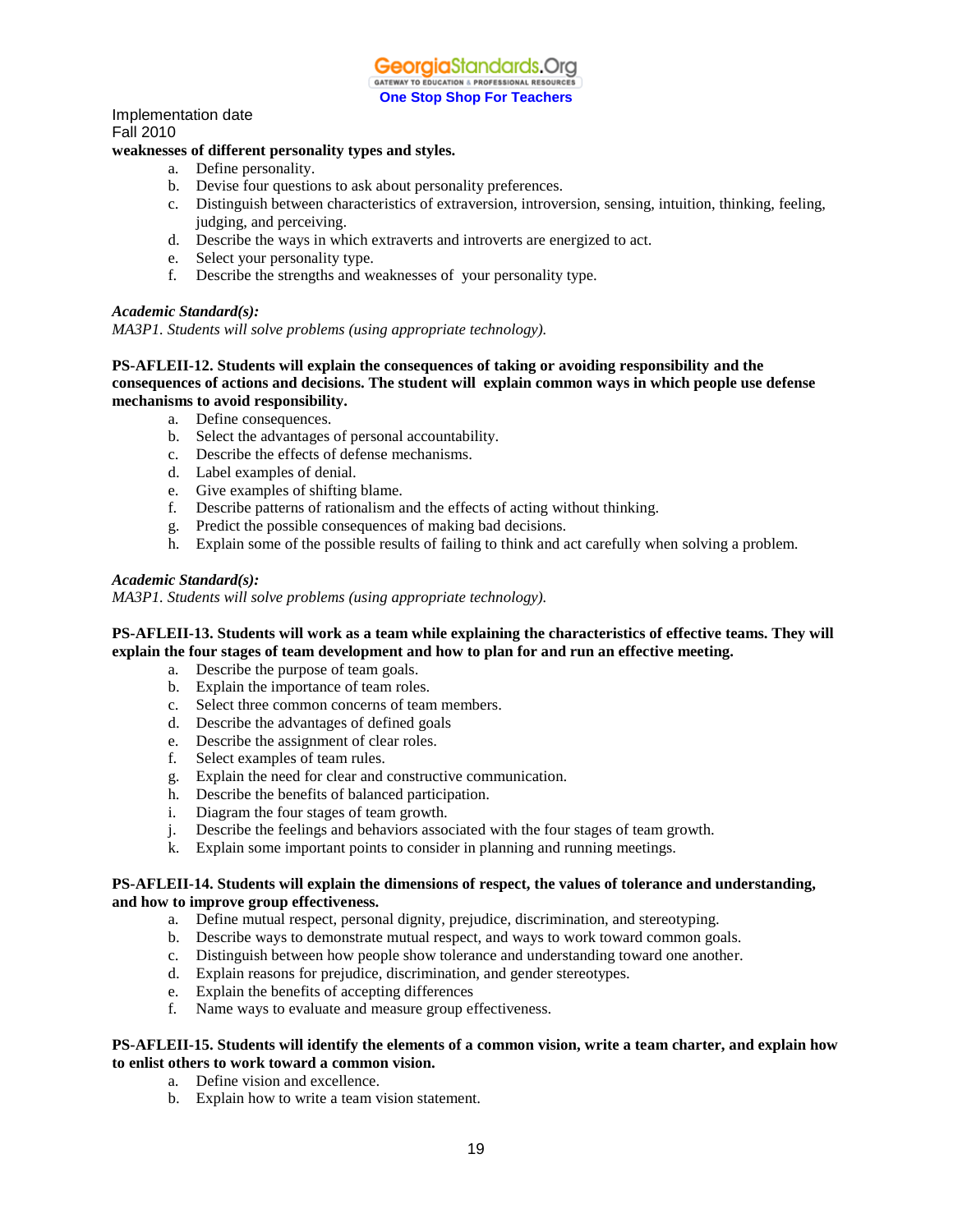Implementation date
Fall 2010

**weaknesses of different personality types and styles.**

a. Define personality.
b. Devise four questions to ask about personality preferences.
c. Distinguish between characteristics of extraversion, introversion, sensing, intuition, thinking, feeling, judging, and perceiving.
d. Describe the ways in which extraverts and introverts are energized to act.
e. Select your personality type.
f. Describe the strengths and weaknesses of your personality type.

***Academic Standard(s):***
*MA3P1. Students will solve problems (using appropriate technology).*

**PS-AFLEII-12. Students will explain the consequences of taking or avoiding responsibility and the consequences of actions and decisions. The student will explain common ways in which people use defense mechanisms to avoid responsibility.**

a. Define consequences.
b. Select the advantages of personal accountability.
c. Describe the effects of defense mechanisms.
d. Label examples of denial.
e. Give examples of shifting blame.
f. Describe patterns of rationalism and the effects of acting without thinking.
g. Predict the possible consequences of making bad decisions.
h. Explain some of the possible results of failing to think and act carefully when solving a problem.

***Academic Standard(s):***
*MA3P1. Students will solve problems (using appropriate technology).*

**PS-AFLEII-13. Students will work as a team while explaining the characteristics of effective teams. They will explain the four stages of team development and how to plan for and run an effective meeting.**

a. Describe the purpose of team goals.
b. Explain the importance of team roles.
c. Select three common concerns of team members.
d. Describe the advantages of defined goals
e. Describe the assignment of clear roles.
f. Select examples of team rules.
g. Explain the need for clear and constructive communication.
h. Describe the benefits of balanced participation.
i. Diagram the four stages of team growth.
j. Describe the feelings and behaviors associated with the four stages of team growth.
k. Explain some important points to consider in planning and running meetings.

**PS-AFLEII-14. Students will explain the dimensions of respect, the values of tolerance and understanding, and how to improve group effectiveness.**

a. Define mutual respect, personal dignity, prejudice, discrimination, and stereotyping.
b. Describe ways to demonstrate mutual respect, and ways to work toward common goals.
c. Distinguish between how people show tolerance and understanding toward one another.
d. Explain reasons for prejudice, discrimination, and gender stereotypes.
e. Explain the benefits of accepting differences
f. Name ways to evaluate and measure group effectiveness.

**PS-AFLEII-15. Students will identify the elements of a common vision, write a team charter, and explain how to enlist others to work toward a common vision.**

a. Define vision and excellence.
b. Explain how to write a team vision statement.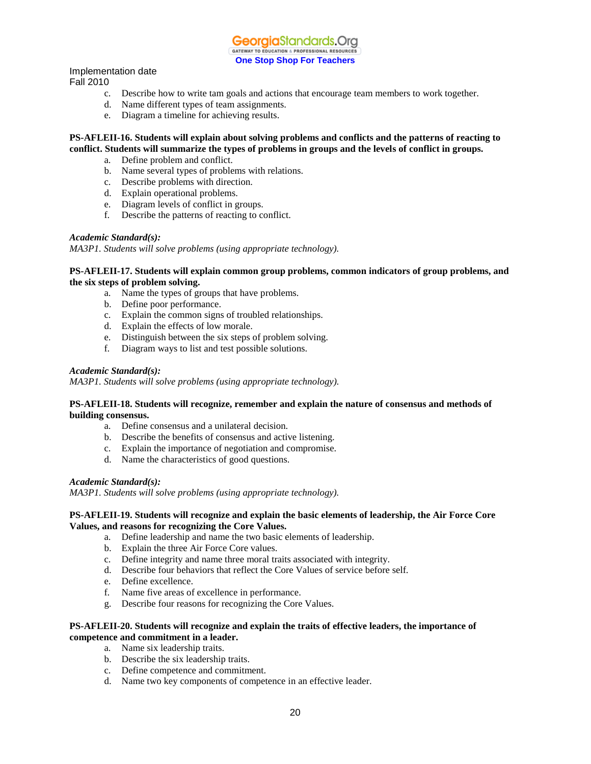Implementation date
Fall 2010

c. Describe how to write tam goals and actions that encourage team members to work together.
d. Name different types of team assignments.
e. Diagram a timeline for achieving results.

**PS-AFLEII-16. Students will explain about solving problems and conflicts and the patterns of reacting to conflict. Students will summarize the types of problems in groups and the levels of conflict in groups.**

a. Define problem and conflict.
b. Name several types of problems with relations.
c. Describe problems with direction.
d. Explain operational problems.
e. Diagram levels of conflict in groups.
f. Describe the patterns of reacting to conflict.

***Academic Standard(s):***
*MA3P1. Students will solve problems (using appropriate technology).*

**PS-AFLEII-17. Students will explain common group problems, common indicators of group problems, and the six steps of problem solving.**

a. Name the types of groups that have problems.
b. Define poor performance.
c. Explain the common signs of troubled relationships.
d. Explain the effects of low morale.
e. Distinguish between the six steps of problem solving.
f. Diagram ways to list and test possible solutions.

***Academic Standard(s):***
*MA3P1. Students will solve problems (using appropriate technology).*

**PS-AFLEII-18. Students will recognize, remember and explain the nature of consensus and methods of building consensus.**

a. Define consensus and a unilateral decision.
b. Describe the benefits of consensus and active listening.
c. Explain the importance of negotiation and compromise.
d. Name the characteristics of good questions.

***Academic Standard(s):***
*MA3P1. Students will solve problems (using appropriate technology).*

**PS-AFLEII-19. Students will recognize and explain the basic elements of leadership, the Air Force Core Values, and reasons for recognizing the Core Values.**

a. Define leadership and name the two basic elements of leadership.
b. Explain the three Air Force Core values.
c. Define integrity and name three moral traits associated with integrity.
d. Describe four behaviors that reflect the Core Values of service before self.
e. Define excellence.
f. Name five areas of excellence in performance.
g. Describe four reasons for recognizing the Core Values.

**PS-AFLEII-20. Students will recognize and explain the traits of effective leaders, the importance of competence and commitment in a leader.**

a. Name six leadership traits.
b. Describe the six leadership traits.
c. Define competence and commitment.
d. Name two key components of competence in an effective leader.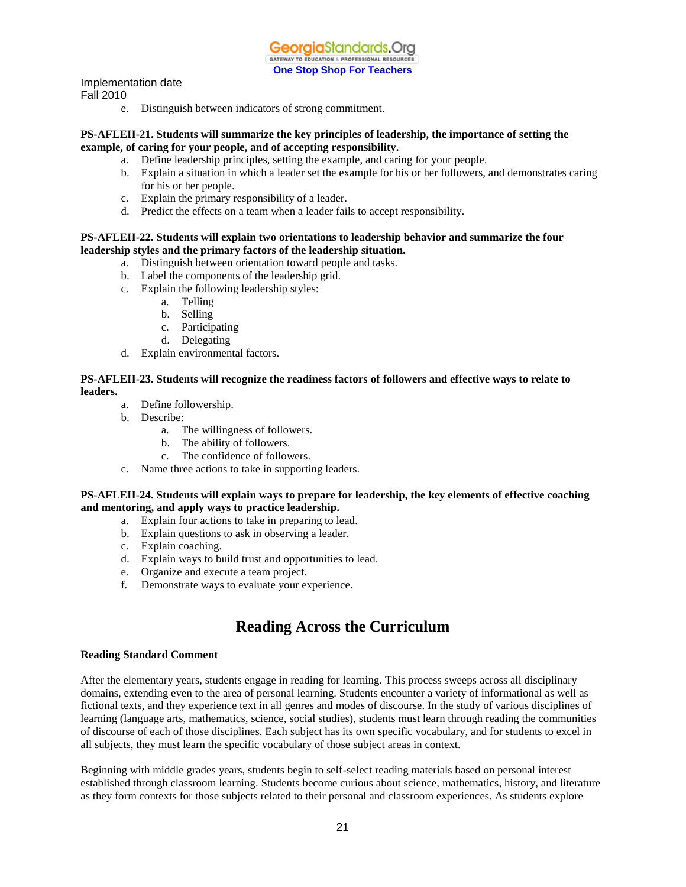Implementation date
Fall 2010

e. Distinguish between indicators of strong commitment.

**PS-AFLEII-21. Students will summarize the key principles of leadership, the importance of setting the example, of caring for your people, and of accepting responsibility.**

a. Define leadership principles, setting the example, and caring for your people.
b. Explain a situation in which a leader set the example for his or her followers, and demonstrates caring for his or her people.
c. Explain the primary responsibility of a leader.
d. Predict the effects on a team when a leader fails to accept responsibility.

**PS-AFLEII-22. Students will explain two orientations to leadership behavior and summarize the four leadership styles and the primary factors of the leadership situation.**

a. Distinguish between orientation toward people and tasks.
b. Label the components of the leadership grid.
c. Explain the following leadership styles:
    a. Telling
    b. Selling
    c. Participating
    d. Delegating
d. Explain environmental factors.

**PS-AFLEII-23. Students will recognize the readiness factors of followers and effective ways to relate to leaders.**

a. Define followership.
b. Describe:
    a. The willingness of followers.
    b. The ability of followers.
    c. The confidence of followers.
c. Name three actions to take in supporting leaders.

**PS-AFLEII-24. Students will explain ways to prepare for leadership, the key elements of effective coaching and mentoring, and apply ways to practice leadership.**

a. Explain four actions to take in preparing to lead.
b. Explain questions to ask in observing a leader.
c. Explain coaching.
d. Explain ways to build trust and opportunities to lead.
e. Organize and execute a team project.
f. Demonstrate ways to evaluate your experience.

## Reading Across the Curriculum

**Reading Standard Comment**

After the elementary years, students engage in reading for learning. This process sweeps across all disciplinary domains, extending even to the area of personal learning. Students encounter a variety of informational as well as fictional texts, and they experience text in all genres and modes of discourse. In the study of various disciplines of learning (language arts, mathematics, science, social studies), students must learn through reading the communities of discourse of each of those disciplines. Each subject has its own specific vocabulary, and for students to excel in all subjects, they must learn the specific vocabulary of those subject areas in context.

Beginning with middle grades years, students begin to self-select reading materials based on personal interest established through classroom learning. Students become curious about science, mathematics, history, and literature as they form contexts for those subjects related to their personal and classroom experiences. As students explore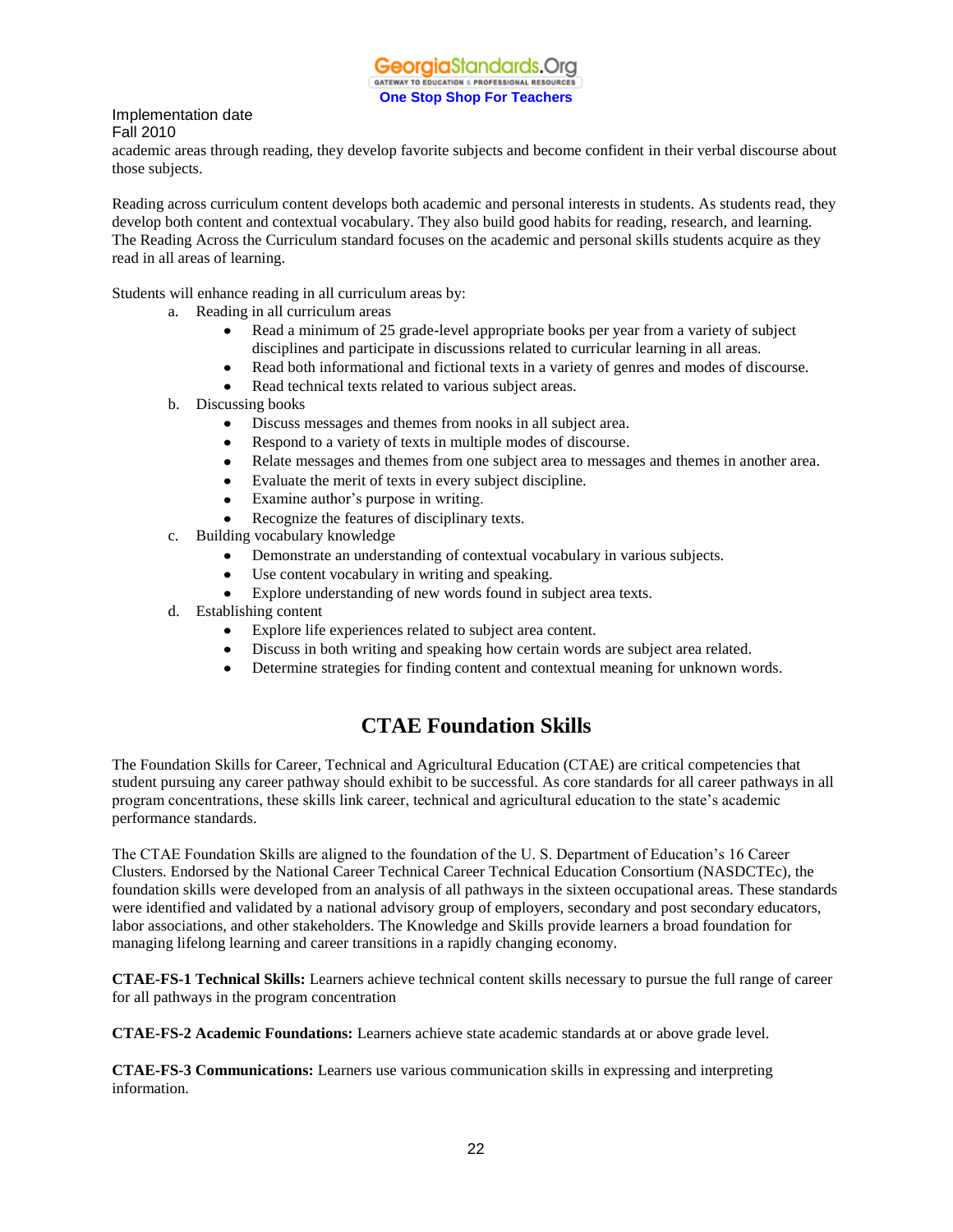Implementation date
Fall 2010

academic areas through reading, they develop favorite subjects and become confident in their verbal discourse about those subjects.

Reading across curriculum content develops both academic and personal interests in students. As students read, they develop both content and contextual vocabulary. They also build good habits for reading, research, and learning. The Reading Across the Curriculum standard focuses on the academic and personal skills students acquire as they read in all areas of learning.

Students will enhance reading in all curriculum areas by:

a. Reading in all curriculum areas
   - Read a minimum of 25 grade-level appropriate books per year from a variety of subject disciplines and participate in discussions related to curricular learning in all areas.
   - Read both informational and fictional texts in a variety of genres and modes of discourse.
   - Read technical texts related to various subject areas.

b. Discussing books
   - Discuss messages and themes from nooks in all subject area.
   - Respond to a variety of texts in multiple modes of discourse.
   - Relate messages and themes from one subject area to messages and themes in another area.
   - Evaluate the merit of texts in every subject discipline.
   - Examine author's purpose in writing.
   - Recognize the features of disciplinary texts.

c. Building vocabulary knowledge
   - Demonstrate an understanding of contextual vocabulary in various subjects.
   - Use content vocabulary in writing and speaking.
   - Explore understanding of new words found in subject area texts.

d. Establishing content
   - Explore life experiences related to subject area content.
   - Discuss in both writing and speaking how certain words are subject area related.
   - Determine strategies for finding content and contextual meaning for unknown words.

## CTAE Foundation Skills

The Foundation Skills for Career, Technical and Agricultural Education (CTAE) are critical competencies that student pursuing any career pathway should exhibit to be successful. As core standards for all career pathways in all program concentrations, these skills link career, technical and agricultural education to the state's academic performance standards.

The CTAE Foundation Skills are aligned to the foundation of the U. S. Department of Education's 16 Career Clusters. Endorsed by the National Career Technical Career Technical Education Consortium (NASDCTEc), the foundation skills were developed from an analysis of all pathways in the sixteen occupational areas. These standards were identified and validated by a national advisory group of employers, secondary and post secondary educators, labor associations, and other stakeholders. The Knowledge and Skills provide learners a broad foundation for managing lifelong learning and career transitions in a rapidly changing economy.

**CTAE-FS-1 Technical Skills:** Learners achieve technical content skills necessary to pursue the full range of career for all pathways in the program concentration

**CTAE-FS-2 Academic Foundations:** Learners achieve state academic standards at or above grade level.

**CTAE-FS-3 Communications:** Learners use various communication skills in expressing and interpreting information.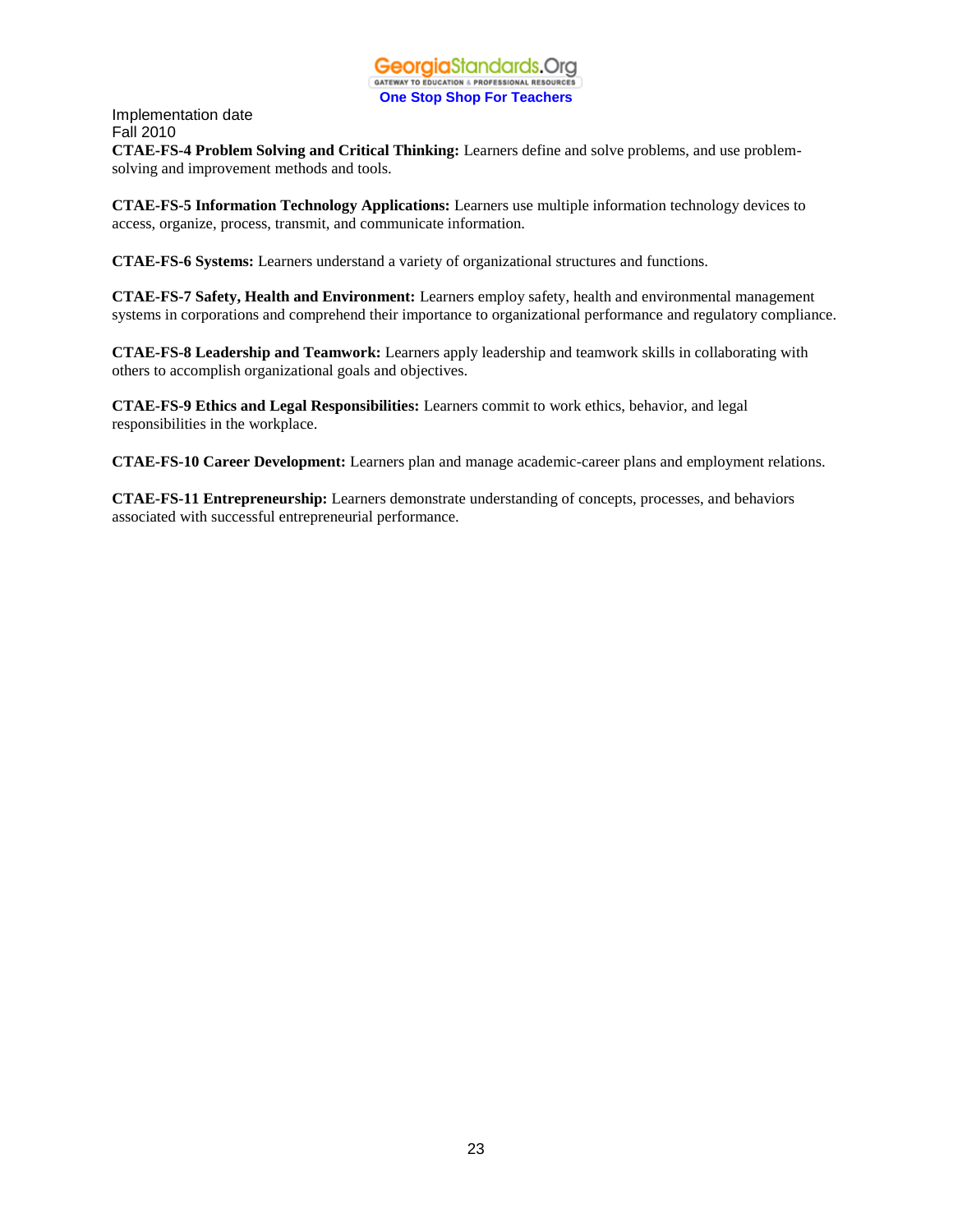Implementation date
Fall 2010

**CTAE-FS-4 Problem Solving and Critical Thinking:** Learners define and solve problems, and use problem-solving and improvement methods and tools.

**CTAE-FS-5 Information Technology Applications:** Learners use multiple information technology devices to access, organize, process, transmit, and communicate information.

**CTAE-FS-6 Systems:** Learners understand a variety of organizational structures and functions.

**CTAE-FS-7 Safety, Health and Environment:** Learners employ safety, health and environmental management systems in corporations and comprehend their importance to organizational performance and regulatory compliance.

**CTAE-FS-8 Leadership and Teamwork:** Learners apply leadership and teamwork skills in collaborating with others to accomplish organizational goals and objectives.

**CTAE-FS-9 Ethics and Legal Responsibilities:** Learners commit to work ethics, behavior, and legal responsibilities in the workplace.

**CTAE-FS-10 Career Development:** Learners plan and manage academic-career plans and employment relations.

**CTAE-FS-11 Entrepreneurship:** Learners demonstrate understanding of concepts, processes, and behaviors associated with successful entrepreneurial performance.